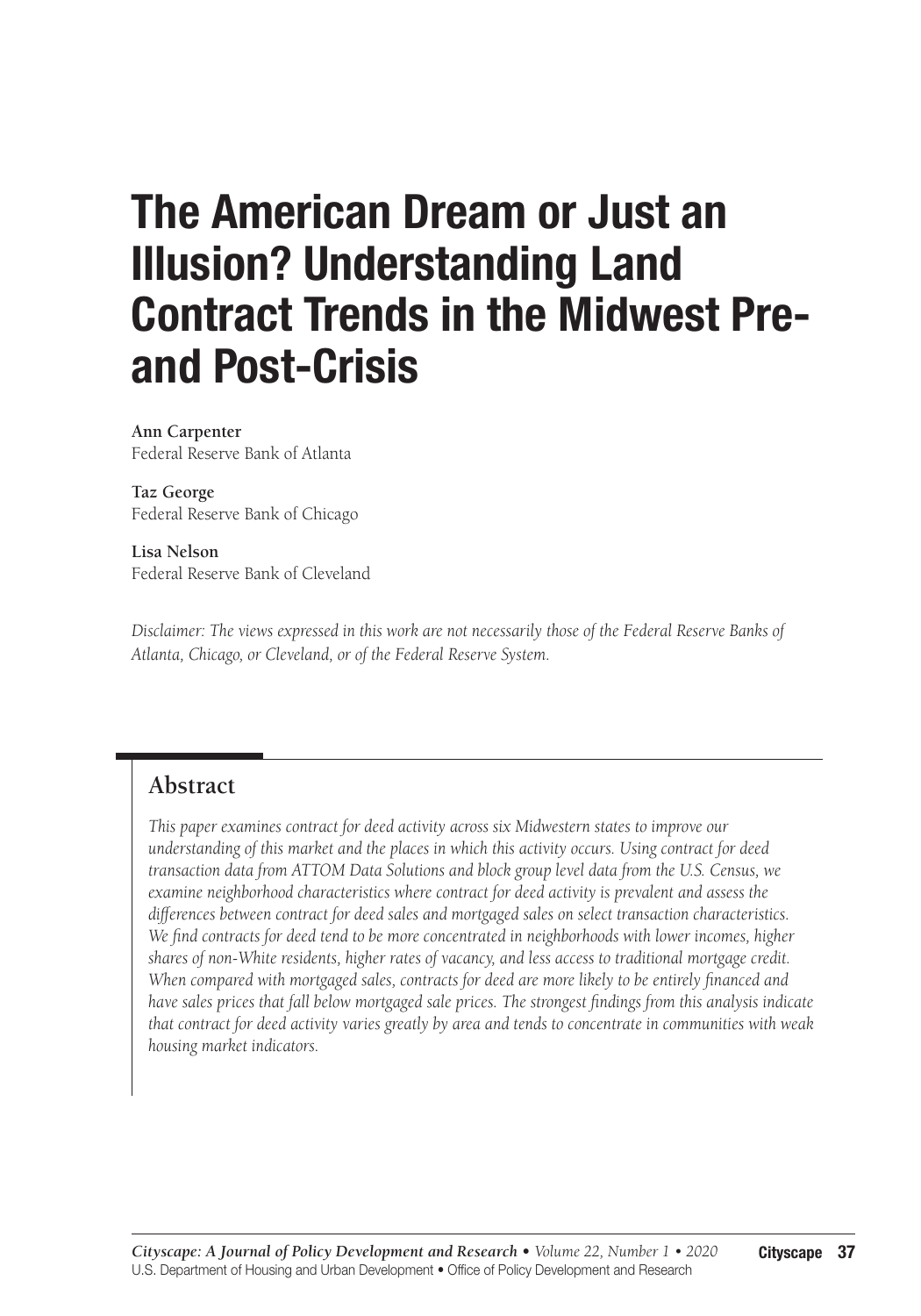# The American Dream or Just an Illusion? Understanding Land Contract Trends in the Midwest Pre- and Post-Crisis

**Ann Carpenter**
Federal Reserve Bank of Atlanta

**Taz George**
Federal Reserve Bank of Chicago

**Lisa Nelson**
Federal Reserve Bank of Cleveland

*Disclaimer: The views expressed in this work are not necessarily those of the Federal Reserve Banks of Atlanta, Chicago, or Cleveland, or of the Federal Reserve System.*

## Abstract

*This paper examines contract for deed activity across six Midwestern states to improve our understanding of this market and the places in which this activity occurs. Using contract for deed transaction data from ATTOM Data Solutions and block group level data from the U.S. Census, we examine neighborhood characteristics where contract for deed activity is prevalent and assess the differences between contract for deed sales and mortgaged sales on select transaction characteristics. We find contracts for deed tend to be more concentrated in neighborhoods with lower incomes, higher shares of non-White residents, higher rates of vacancy, and less access to traditional mortgage credit. When compared with mortgaged sales, contracts for deed are more likely to be entirely financed and have sales prices that fall below mortgaged sale prices. The strongest findings from this analysis indicate that contract for deed activity varies greatly by area and tends to concentrate in communities with weak housing market indicators.*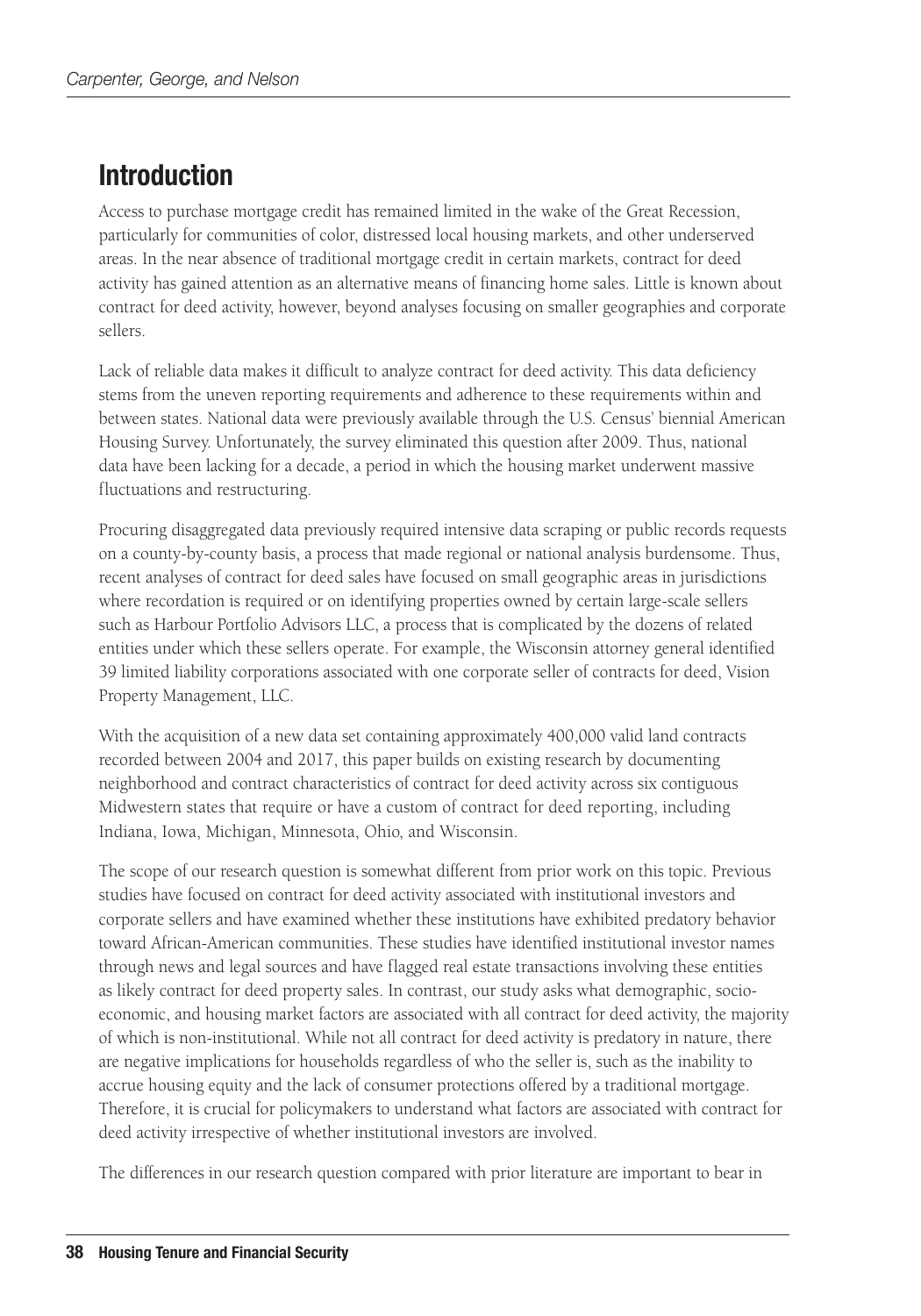## Introduction

Access to purchase mortgage credit has remained limited in the wake of the Great Recession, particularly for communities of color, distressed local housing markets, and other underserved areas. In the near absence of traditional mortgage credit in certain markets, contract for deed activity has gained attention as an alternative means of financing home sales. Little is known about contract for deed activity, however, beyond analyses focusing on smaller geographies and corporate sellers.

Lack of reliable data makes it difficult to analyze contract for deed activity. This data deficiency stems from the uneven reporting requirements and adherence to these requirements within and between states. National data were previously available through the U.S. Census' biennial American Housing Survey. Unfortunately, the survey eliminated this question after 2009. Thus, national data have been lacking for a decade, a period in which the housing market underwent massive fluctuations and restructuring.

Procuring disaggregated data previously required intensive data scraping or public records requests on a county-by-county basis, a process that made regional or national analysis burdensome. Thus, recent analyses of contract for deed sales have focused on small geographic areas in jurisdictions where recordation is required or on identifying properties owned by certain large-scale sellers such as Harbour Portfolio Advisors LLC, a process that is complicated by the dozens of related entities under which these sellers operate. For example, the Wisconsin attorney general identified 39 limited liability corporations associated with one corporate seller of contracts for deed, Vision Property Management, LLC.

With the acquisition of a new data set containing approximately 400,000 valid land contracts recorded between 2004 and 2017, this paper builds on existing research by documenting neighborhood and contract characteristics of contract for deed activity across six contiguous Midwestern states that require or have a custom of contract for deed reporting, including Indiana, Iowa, Michigan, Minnesota, Ohio, and Wisconsin.

The scope of our research question is somewhat different from prior work on this topic. Previous studies have focused on contract for deed activity associated with institutional investors and corporate sellers and have examined whether these institutions have exhibited predatory behavior toward African-American communities. These studies have identified institutional investor names through news and legal sources and have flagged real estate transactions involving these entities as likely contract for deed property sales. In contrast, our study asks what demographic, socio-economic, and housing market factors are associated with all contract for deed activity, the majority of which is non-institutional. While not all contract for deed activity is predatory in nature, there are negative implications for households regardless of who the seller is, such as the inability to accrue housing equity and the lack of consumer protections offered by a traditional mortgage. Therefore, it is crucial for policymakers to understand what factors are associated with contract for deed activity irrespective of whether institutional investors are involved.

The differences in our research question compared with prior literature are important to bear in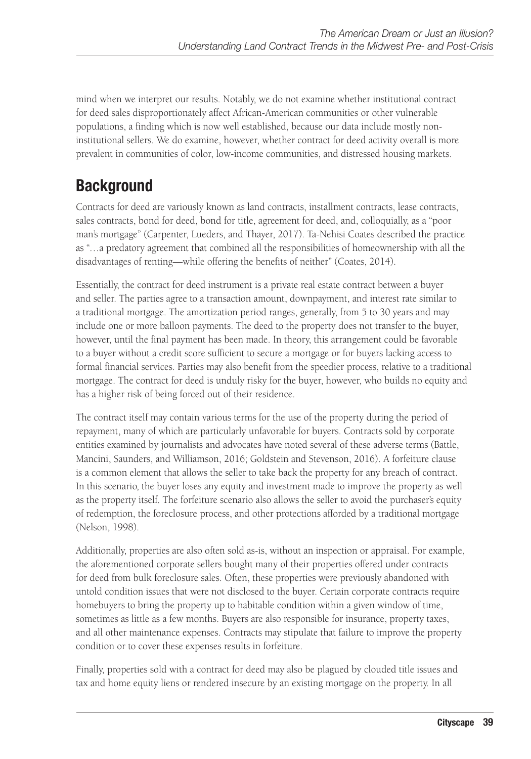mind when we interpret our results. Notably, we do not examine whether institutional contract for deed sales disproportionately affect African-American communities or other vulnerable populations, a finding which is now well established, because our data include mostly non-institutional sellers. We do examine, however, whether contract for deed activity overall is more prevalent in communities of color, low-income communities, and distressed housing markets.

## Background

Contracts for deed are variously known as land contracts, installment contracts, lease contracts, sales contracts, bond for deed, bond for title, agreement for deed, and, colloquially, as a "poor man's mortgage" (Carpenter, Lueders, and Thayer, 2017). Ta-Nehisi Coates described the practice as "…a predatory agreement that combined all the responsibilities of homeownership with all the disadvantages of renting—while offering the benefits of neither" (Coates, 2014).

Essentially, the contract for deed instrument is a private real estate contract between a buyer and seller. The parties agree to a transaction amount, downpayment, and interest rate similar to a traditional mortgage. The amortization period ranges, generally, from 5 to 30 years and may include one or more balloon payments. The deed to the property does not transfer to the buyer, however, until the final payment has been made. In theory, this arrangement could be favorable to a buyer without a credit score sufficient to secure a mortgage or for buyers lacking access to formal financial services. Parties may also benefit from the speedier process, relative to a traditional mortgage. The contract for deed is unduly risky for the buyer, however, who builds no equity and has a higher risk of being forced out of their residence.

The contract itself may contain various terms for the use of the property during the period of repayment, many of which are particularly unfavorable for buyers. Contracts sold by corporate entities examined by journalists and advocates have noted several of these adverse terms (Battle, Mancini, Saunders, and Williamson, 2016; Goldstein and Stevenson, 2016). A forfeiture clause is a common element that allows the seller to take back the property for any breach of contract. In this scenario, the buyer loses any equity and investment made to improve the property as well as the property itself. The forfeiture scenario also allows the seller to avoid the purchaser's equity of redemption, the foreclosure process, and other protections afforded by a traditional mortgage (Nelson, 1998).

Additionally, properties are also often sold as-is, without an inspection or appraisal. For example, the aforementioned corporate sellers bought many of their properties offered under contracts for deed from bulk foreclosure sales. Often, these properties were previously abandoned with untold condition issues that were not disclosed to the buyer. Certain corporate contracts require homebuyers to bring the property up to habitable condition within a given window of time, sometimes as little as a few months. Buyers are also responsible for insurance, property taxes, and all other maintenance expenses. Contracts may stipulate that failure to improve the property condition or to cover these expenses results in forfeiture.

Finally, properties sold with a contract for deed may also be plagued by clouded title issues and tax and home equity liens or rendered insecure by an existing mortgage on the property. In all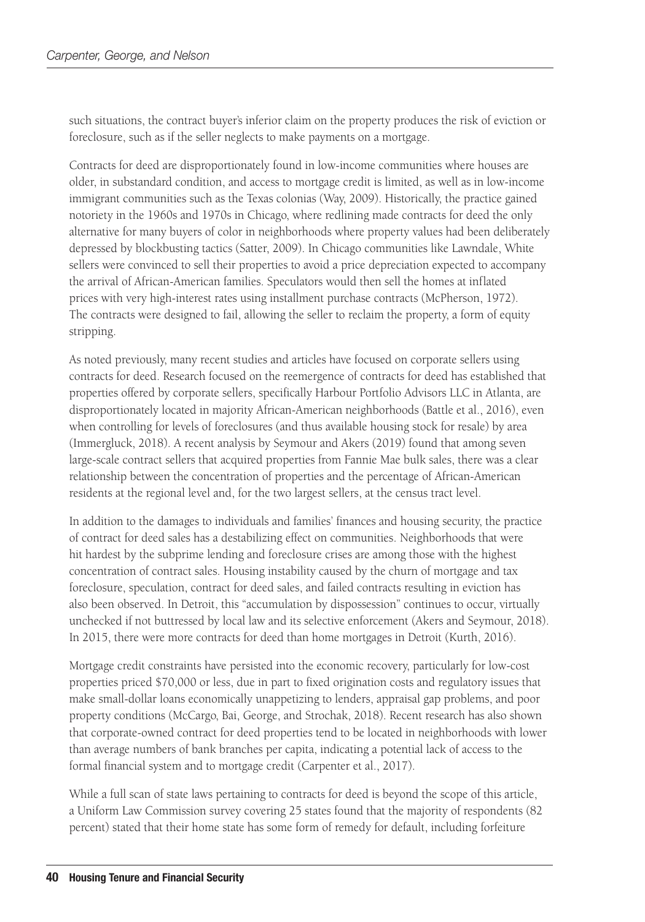such situations, the contract buyer's inferior claim on the property produces the risk of eviction or foreclosure, such as if the seller neglects to make payments on a mortgage.

Contracts for deed are disproportionately found in low-income communities where houses are older, in substandard condition, and access to mortgage credit is limited, as well as in low-income immigrant communities such as the Texas colonias (Way, 2009). Historically, the practice gained notoriety in the 1960s and 1970s in Chicago, where redlining made contracts for deed the only alternative for many buyers of color in neighborhoods where property values had been deliberately depressed by blockbusting tactics (Satter, 2009). In Chicago communities like Lawndale, White sellers were convinced to sell their properties to avoid a price depreciation expected to accompany the arrival of African-American families. Speculators would then sell the homes at inflated prices with very high-interest rates using installment purchase contracts (McPherson, 1972). The contracts were designed to fail, allowing the seller to reclaim the property, a form of equity stripping.

As noted previously, many recent studies and articles have focused on corporate sellers using contracts for deed. Research focused on the reemergence of contracts for deed has established that properties offered by corporate sellers, specifically Harbour Portfolio Advisors LLC in Atlanta, are disproportionately located in majority African-American neighborhoods (Battle et al., 2016), even when controlling for levels of foreclosures (and thus available housing stock for resale) by area (Immergluck, 2018). A recent analysis by Seymour and Akers (2019) found that among seven large-scale contract sellers that acquired properties from Fannie Mae bulk sales, there was a clear relationship between the concentration of properties and the percentage of African-American residents at the regional level and, for the two largest sellers, at the census tract level.

In addition to the damages to individuals and families' finances and housing security, the practice of contract for deed sales has a destabilizing effect on communities. Neighborhoods that were hit hardest by the subprime lending and foreclosure crises are among those with the highest concentration of contract sales. Housing instability caused by the churn of mortgage and tax foreclosure, speculation, contract for deed sales, and failed contracts resulting in eviction has also been observed. In Detroit, this "accumulation by dispossession" continues to occur, virtually unchecked if not buttressed by local law and its selective enforcement (Akers and Seymour, 2018). In 2015, there were more contracts for deed than home mortgages in Detroit (Kurth, 2016).

Mortgage credit constraints have persisted into the economic recovery, particularly for low-cost properties priced $70,000 or less, due in part to fixed origination costs and regulatory issues that make small-dollar loans economically unappetizing to lenders, appraisal gap problems, and poor property conditions (McCargo, Bai, George, and Strochak, 2018). Recent research has also shown that corporate-owned contract for deed properties tend to be located in neighborhoods with lower than average numbers of bank branches per capita, indicating a potential lack of access to the formal financial system and to mortgage credit (Carpenter et al., 2017).

While a full scan of state laws pertaining to contracts for deed is beyond the scope of this article, a Uniform Law Commission survey covering 25 states found that the majority of respondents (82 percent) stated that their home state has some form of remedy for default, including forfeiture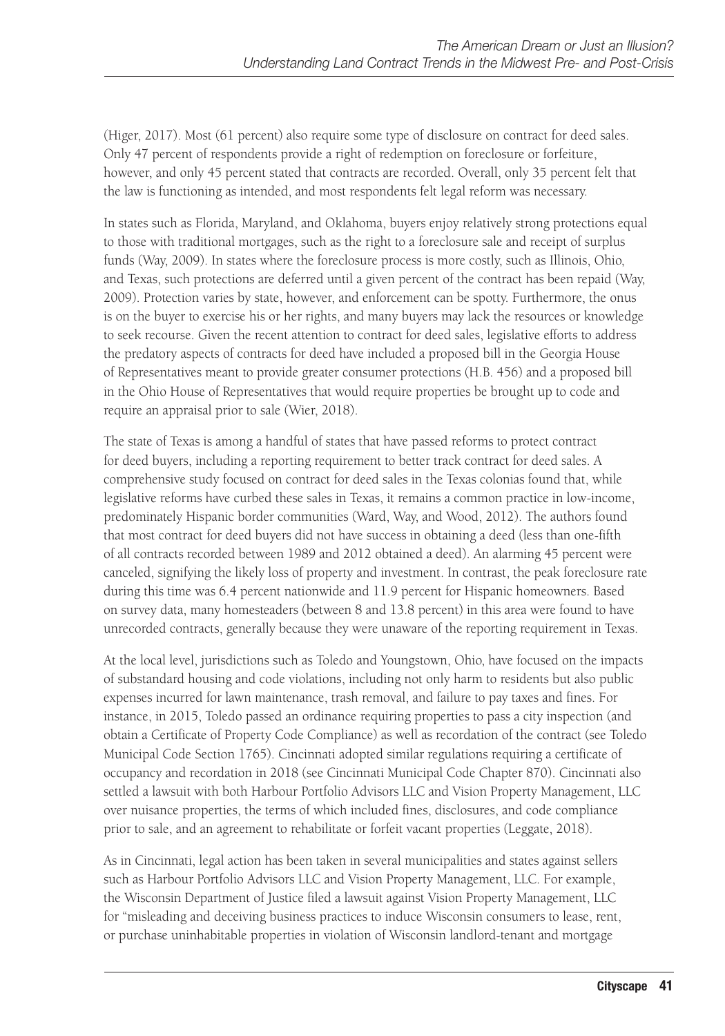(Higer, 2017). Most (61 percent) also require some type of disclosure on contract for deed sales. Only 47 percent of respondents provide a right of redemption on foreclosure or forfeiture, however, and only 45 percent stated that contracts are recorded. Overall, only 35 percent felt that the law is functioning as intended, and most respondents felt legal reform was necessary.

In states such as Florida, Maryland, and Oklahoma, buyers enjoy relatively strong protections equal to those with traditional mortgages, such as the right to a foreclosure sale and receipt of surplus funds (Way, 2009). In states where the foreclosure process is more costly, such as Illinois, Ohio, and Texas, such protections are deferred until a given percent of the contract has been repaid (Way, 2009). Protection varies by state, however, and enforcement can be spotty. Furthermore, the onus is on the buyer to exercise his or her rights, and many buyers may lack the resources or knowledge to seek recourse. Given the recent attention to contract for deed sales, legislative efforts to address the predatory aspects of contracts for deed have included a proposed bill in the Georgia House of Representatives meant to provide greater consumer protections (H.B. 456) and a proposed bill in the Ohio House of Representatives that would require properties be brought up to code and require an appraisal prior to sale (Wier, 2018).

The state of Texas is among a handful of states that have passed reforms to protect contract for deed buyers, including a reporting requirement to better track contract for deed sales. A comprehensive study focused on contract for deed sales in the Texas colonias found that, while legislative reforms have curbed these sales in Texas, it remains a common practice in low-income, predominately Hispanic border communities (Ward, Way, and Wood, 2012). The authors found that most contract for deed buyers did not have success in obtaining a deed (less than one-fifth of all contracts recorded between 1989 and 2012 obtained a deed). An alarming 45 percent were canceled, signifying the likely loss of property and investment. In contrast, the peak foreclosure rate during this time was 6.4 percent nationwide and 11.9 percent for Hispanic homeowners. Based on survey data, many homesteaders (between 8 and 13.8 percent) in this area were found to have unrecorded contracts, generally because they were unaware of the reporting requirement in Texas.

At the local level, jurisdictions such as Toledo and Youngstown, Ohio, have focused on the impacts of substandard housing and code violations, including not only harm to residents but also public expenses incurred for lawn maintenance, trash removal, and failure to pay taxes and fines. For instance, in 2015, Toledo passed an ordinance requiring properties to pass a city inspection (and obtain a Certificate of Property Code Compliance) as well as recordation of the contract (see Toledo Municipal Code Section 1765). Cincinnati adopted similar regulations requiring a certificate of occupancy and recordation in 2018 (see Cincinnati Municipal Code Chapter 870). Cincinnati also settled a lawsuit with both Harbour Portfolio Advisors LLC and Vision Property Management, LLC over nuisance properties, the terms of which included fines, disclosures, and code compliance prior to sale, and an agreement to rehabilitate or forfeit vacant properties (Leggate, 2018).

As in Cincinnati, legal action has been taken in several municipalities and states against sellers such as Harbour Portfolio Advisors LLC and Vision Property Management, LLC. For example, the Wisconsin Department of Justice filed a lawsuit against Vision Property Management, LLC for "misleading and deceiving business practices to induce Wisconsin consumers to lease, rent, or purchase uninhabitable properties in violation of Wisconsin landlord-tenant and mortgage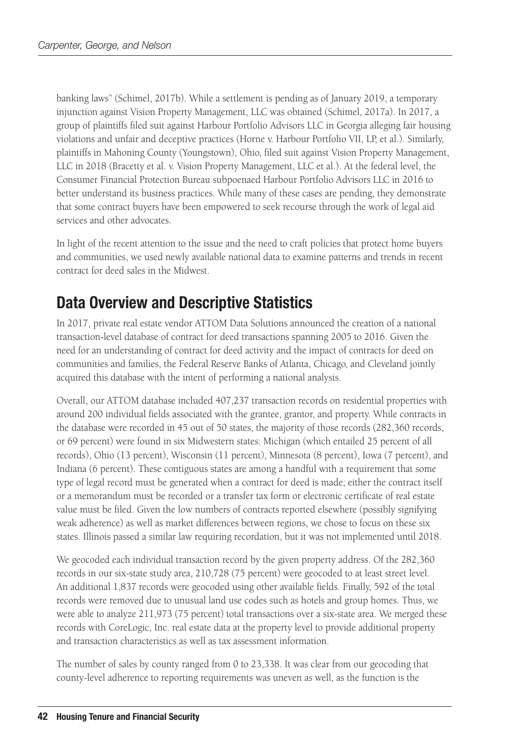banking laws" (Schimel, 2017b). While a settlement is pending as of January 2019, a temporary injunction against Vision Property Management, LLC was obtained (Schimel, 2017a). In 2017, a group of plaintiffs filed suit against Harbour Portfolio Advisors LLC in Georgia alleging fair housing violations and unfair and deceptive practices (Horne v. Harbour Portfolio VII, LP, et al.). Similarly, plaintiffs in Mahoning County (Youngstown), Ohio, filed suit against Vision Property Management, LLC in 2018 (Bracetty et al. v. Vision Property Management, LLC et al.). At the federal level, the Consumer Financial Protection Bureau subpoenaed Harbour Portfolio Advisors LLC in 2016 to better understand its business practices. While many of these cases are pending, they demonstrate that some contract buyers have been empowered to seek recourse through the work of legal aid services and other advocates.

In light of the recent attention to the issue and the need to craft policies that protect home buyers and communities, we used newly available national data to examine patterns and trends in recent contract for deed sales in the Midwest.

## Data Overview and Descriptive Statistics

In 2017, private real estate vendor ATTOM Data Solutions announced the creation of a national transaction-level database of contract for deed transactions spanning 2005 to 2016. Given the need for an understanding of contract for deed activity and the impact of contracts for deed on communities and families, the Federal Reserve Banks of Atlanta, Chicago, and Cleveland jointly acquired this database with the intent of performing a national analysis.

Overall, our ATTOM database included 407,237 transaction records on residential properties with around 200 individual fields associated with the grantee, grantor, and property. While contracts in the database were recorded in 45 out of 50 states, the majority of those records (282,360 records, or 69 percent) were found in six Midwestern states: Michigan (which entailed 25 percent of all records), Ohio (13 percent), Wisconsin (11 percent), Minnesota (8 percent), Iowa (7 percent), and Indiana (6 percent). These contiguous states are among a handful with a requirement that some type of legal record must be generated when a contract for deed is made; either the contract itself or a memorandum must be recorded or a transfer tax form or electronic certificate of real estate value must be filed. Given the low numbers of contracts reported elsewhere (possibly signifying weak adherence) as well as market differences between regions, we chose to focus on these six states. Illinois passed a similar law requiring recordation, but it was not implemented until 2018.

We geocoded each individual transaction record by the given property address. Of the 282,360 records in our six-state study area, 210,728 (75 percent) were geocoded to at least street level. An additional 1,837 records were geocoded using other available fields. Finally, 592 of the total records were removed due to unusual land use codes such as hotels and group homes. Thus, we were able to analyze 211,973 (75 percent) total transactions over a six-state area. We merged these records with CoreLogic, Inc. real estate data at the property level to provide additional property and transaction characteristics as well as tax assessment information.

The number of sales by county ranged from 0 to 23,338. It was clear from our geocoding that county-level adherence to reporting requirements was uneven as well, as the function is the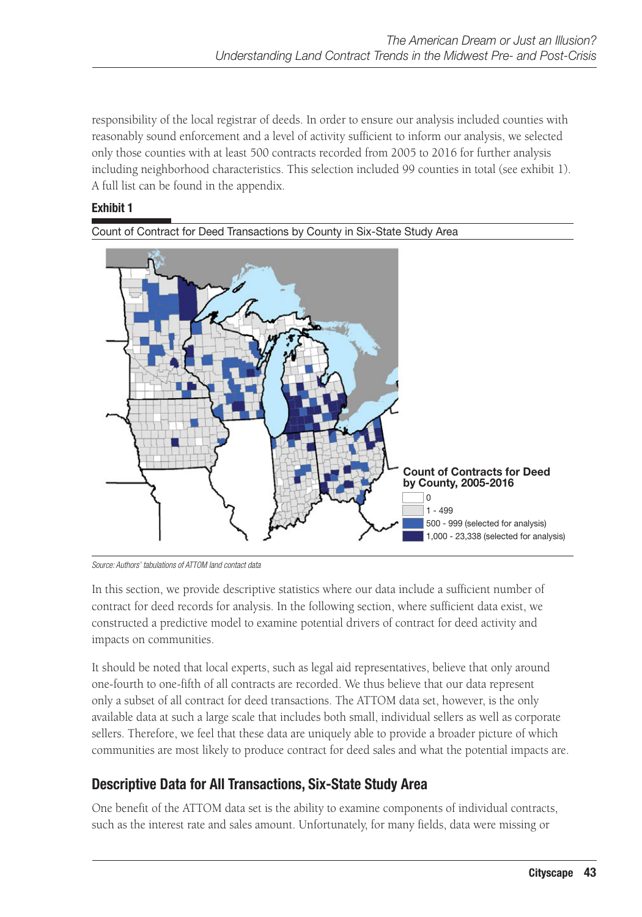responsibility of the local registrar of deeds. In order to ensure our analysis included counties with reasonably sound enforcement and a level of activity sufficient to inform our analysis, we selected only those counties with at least 500 contracts recorded from 2005 to 2016 for further analysis including neighborhood characteristics. This selection included 99 counties in total (see exhibit 1). A full list can be found in the appendix.

**Exhibit 1**

Count of Contract for Deed Transactions by County in Six-State Study Area

**Count of Contracts for Deed by County, 2005-2016**

- 0
- 1 - 499
- 500 - 999 (selected for analysis)
- 1,000 - 23,338 (selected for analysis)

*Source: Authors' tabulations of ATTOM land contact data*

In this section, we provide descriptive statistics where our data include a sufficient number of contract for deed records for analysis. In the following section, where sufficient data exist, we constructed a predictive model to examine potential drivers of contract for deed activity and impacts on communities.

It should be noted that local experts, such as legal aid representatives, believe that only around one-fourth to one-fifth of all contracts are recorded. We thus believe that our data represent only a subset of all contract for deed transactions. The ATTOM data set, however, is the only available data at such a large scale that includes both small, individual sellers as well as corporate sellers. Therefore, we feel that these data are uniquely able to provide a broader picture of which communities are most likely to produce contract for deed sales and what the potential impacts are.

## Descriptive Data for All Transactions, Six-State Study Area

One benefit of the ATTOM data set is the ability to examine components of individual contracts, such as the interest rate and sales amount. Unfortunately, for many fields, data were missing or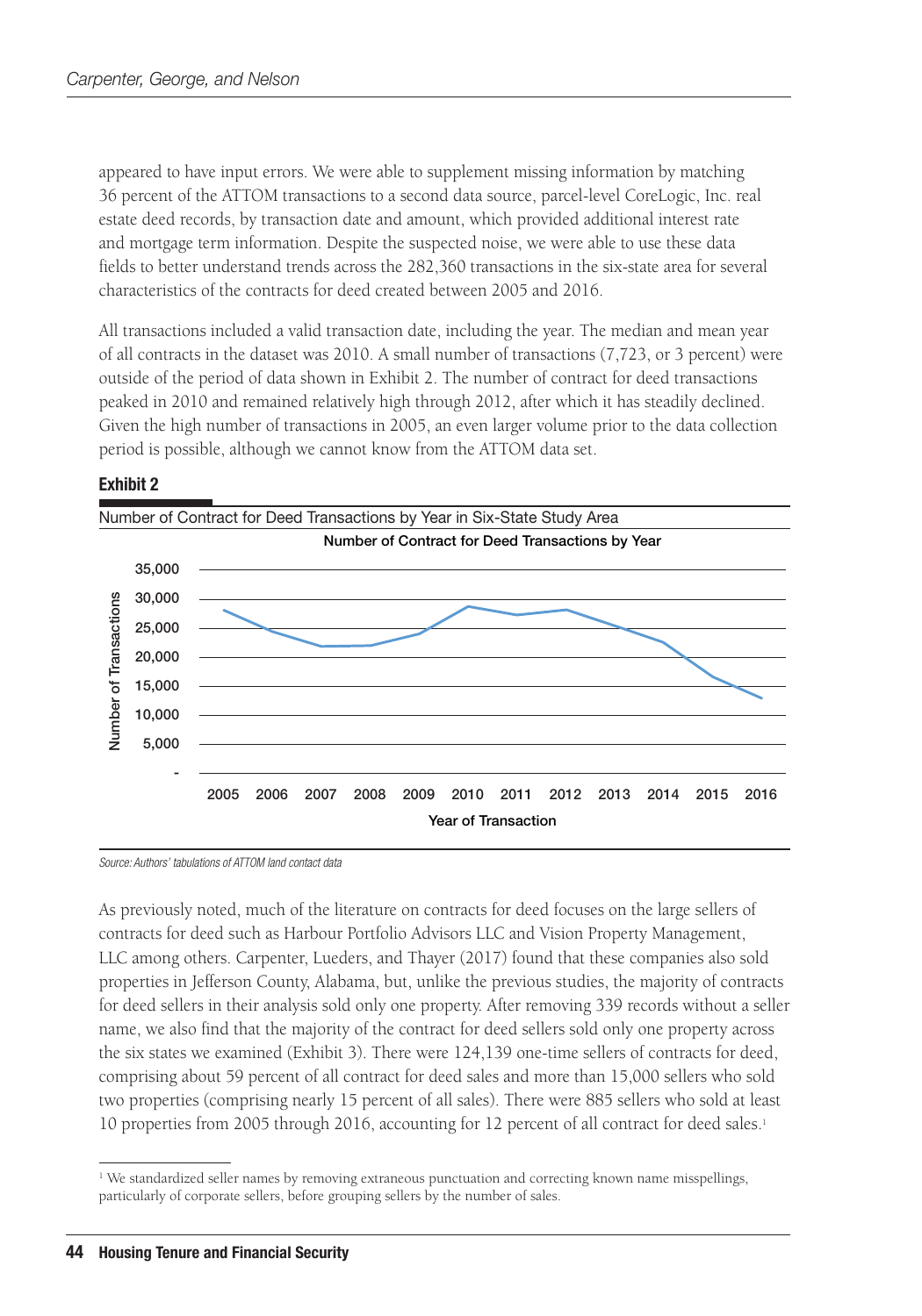appeared to have input errors. We were able to supplement missing information by matching 36 percent of the ATTOM transactions to a second data source, parcel-level CoreLogic, Inc. real estate deed records, by transaction date and amount, which provided additional interest rate and mortgage term information. Despite the suspected noise, we were able to use these data fields to better understand trends across the 282,360 transactions in the six-state area for several characteristics of the contracts for deed created between 2005 and 2016.

All transactions included a valid transaction date, including the year. The median and mean year of all contracts in the dataset was 2010. A small number of transactions (7,723, or 3 percent) were outside of the period of data shown in Exhibit 2. The number of contract for deed transactions peaked in 2010 and remained relatively high through 2012, after which it has steadily declined. Given the high number of transactions in 2005, an even larger volume prior to the data collection period is possible, although we cannot know from the ATTOM data set.

**Exhibit 2**

Number of Contract for Deed Transactions by Year in Six-State Study Area

Number of Contract for Deed Transactions by Year

Number of Transactions: 35,000; 30,000; 25,000; 20,000; 15,000; 10,000; 5,000; -

Year of Transaction: 2005, 2006, 2007, 2008, 2009, 2010, 2011, 2012, 2013, 2014, 2015, 2016

*Source: Authors' tabulations of ATTOM land contact data*

As previously noted, much of the literature on contracts for deed focuses on the large sellers of contracts for deed such as Harbour Portfolio Advisors LLC and Vision Property Management, LLC among others. Carpenter, Lueders, and Thayer (2017) found that these companies also sold properties in Jefferson County, Alabama, but, unlike the previous studies, the majority of contracts for deed sellers in their analysis sold only one property. After removing 339 records without a seller name, we also find that the majority of the contract for deed sellers sold only one property across the six states we examined (Exhibit 3). There were 124,139 one-time sellers of contracts for deed, comprising about 59 percent of all contract for deed sales and more than 15,000 sellers who sold two properties (comprising nearly 15 percent of all sales). There were 885 sellers who sold at least 10 properties from 2005 through 2016, accounting for 12 percent of all contract for deed sales.[1]

[1] We standardized seller names by removing extraneous punctuation and correcting known name misspellings, particularly of corporate sellers, before grouping sellers by the number of sales.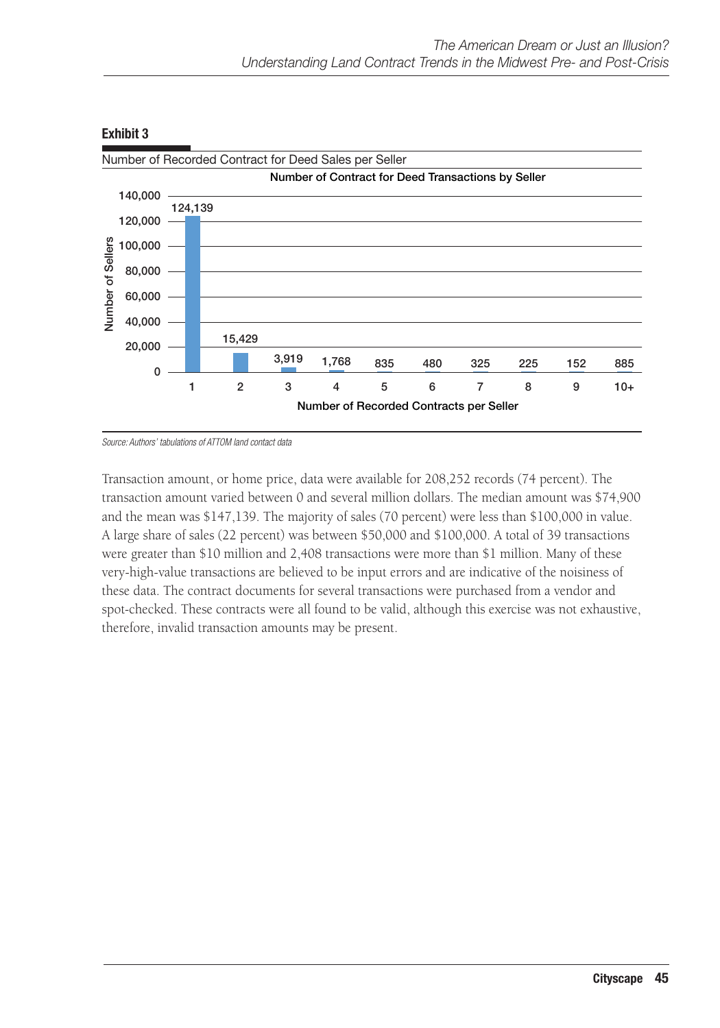**Exhibit 3**

Number of Recorded Contract for Deed Sales per Seller

| Number of Recorded Contracts per Seller | Number of Sellers |
| --- | --- |
| 1 | 124,139 |
| 2 | 15,429 |
| 3 | 3,919 |
| 4 | 1,768 |
| 5 | 835 |
| 6 | 480 |
| 7 | 325 |
| 8 | 225 |
| 9 | 152 |
| 10+ | 885 |

*Source: Authors' tabulations of ATTOM land contact data*

Transaction amount, or home price, data were available for 208,252 records (74 percent). The transaction amount varied between 0 and several million dollars. The median amount was $74,900 and the mean was $147,139. The majority of sales (70 percent) were less than $100,000 in value. A large share of sales (22 percent) was between $50,000 and $100,000. A total of 39 transactions were greater than $10 million and 2,408 transactions were more than $1 million. Many of these very-high-value transactions are believed to be input errors and are indicative of the noisiness of these data. The contract documents for several transactions were purchased from a vendor and spot-checked. These contracts were all found to be valid, although this exercise was not exhaustive, therefore, invalid transaction amounts may be present.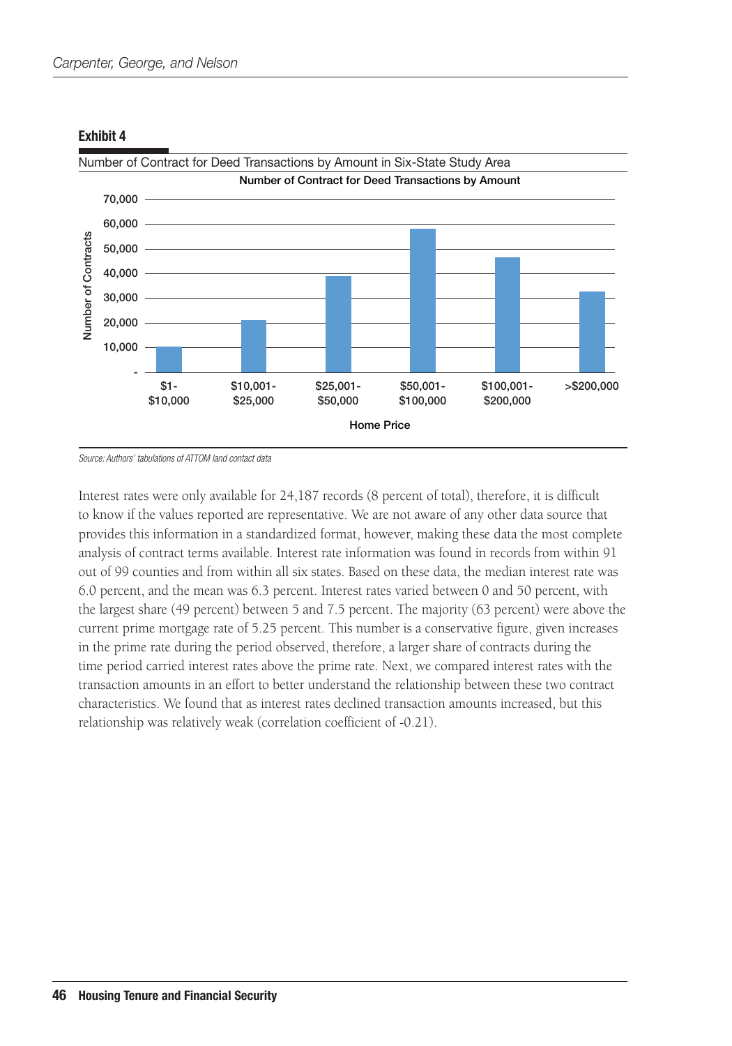**Exhibit 4**

Number of Contract for Deed Transactions by Amount in Six-State Study Area

Number of Contract for Deed Transactions by Amount

Number of Contracts

70,000
60,000
50,000
40,000
30,000
20,000
10,000
-

$1-$10,000 | $10,001-$25,000 | $25,001-$50,000 | $50,001-$100,000 | $100,001-$200,000 | >$200,000

Home Price

*Source: Authors' tabulations of ATTOM land contact data*

Interest rates were only available for 24,187 records (8 percent of total), therefore, it is difficult to know if the values reported are representative. We are not aware of any other data source that provides this information in a standardized format, however, making these data the most complete analysis of contract terms available. Interest rate information was found in records from within 91 out of 99 counties and from within all six states. Based on these data, the median interest rate was 6.0 percent, and the mean was 6.3 percent. Interest rates varied between 0 and 50 percent, with the largest share (49 percent) between 5 and 7.5 percent. The majority (63 percent) were above the current prime mortgage rate of 5.25 percent. This number is a conservative figure, given increases in the prime rate during the period observed, therefore, a larger share of contracts during the time period carried interest rates above the prime rate. Next, we compared interest rates with the transaction amounts in an effort to better understand the relationship between these two contract characteristics. We found that as interest rates declined transaction amounts increased, but this relationship was relatively weak (correlation coefficient of -0.21).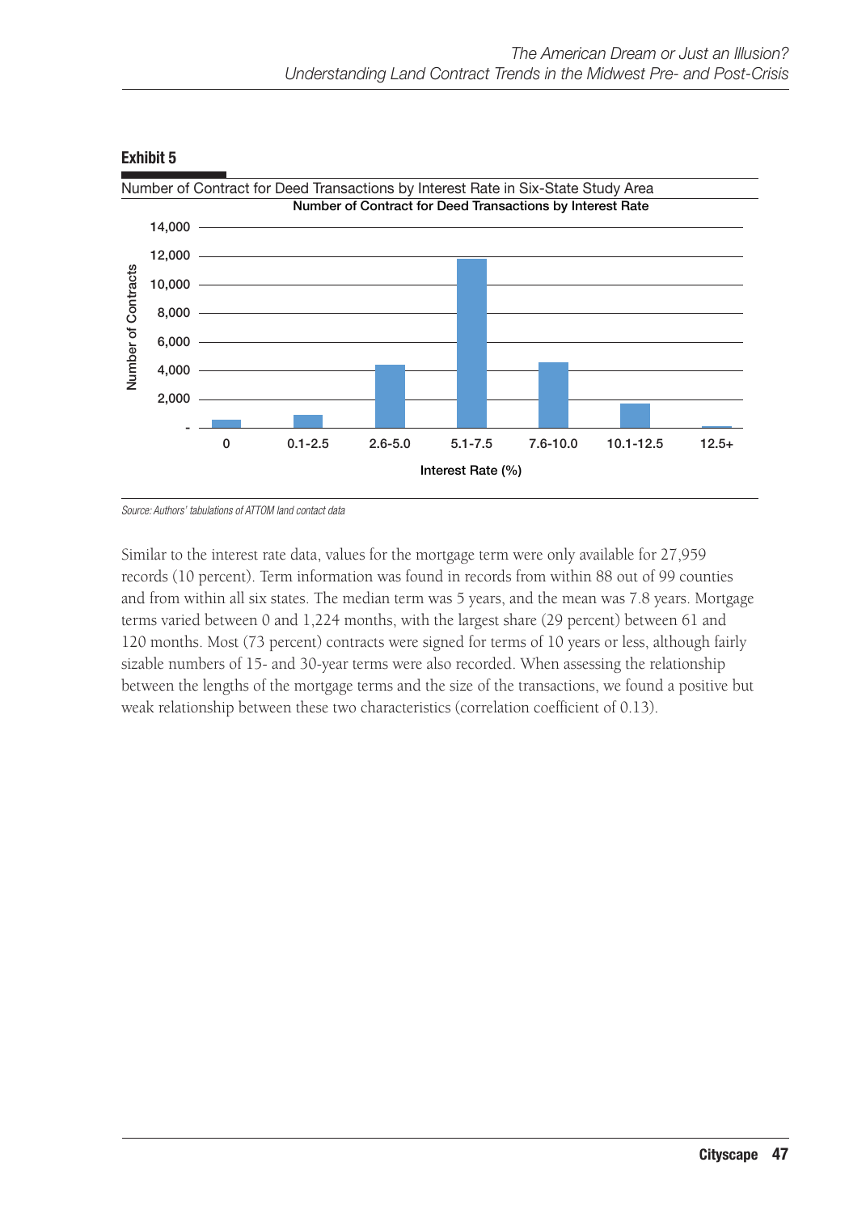**Exhibit 5**

Number of Contract for Deed Transactions by Interest Rate in Six-State Study Area

Number of Contract for Deed Transactions by Interest Rate

Source: Authors' tabulations of ATTOM land contact data

Similar to the interest rate data, values for the mortgage term were only available for 27,959 records (10 percent). Term information was found in records from within 88 out of 99 counties and from within all six states. The median term was 5 years, and the mean was 7.8 years. Mortgage terms varied between 0 and 1,224 months, with the largest share (29 percent) between 61 and 120 months. Most (73 percent) contracts were signed for terms of 10 years or less, although fairly sizable numbers of 15- and 30-year terms were also recorded. When assessing the relationship between the lengths of the mortgage terms and the size of the transactions, we found a positive but weak relationship between these two characteristics (correlation coefficient of 0.13).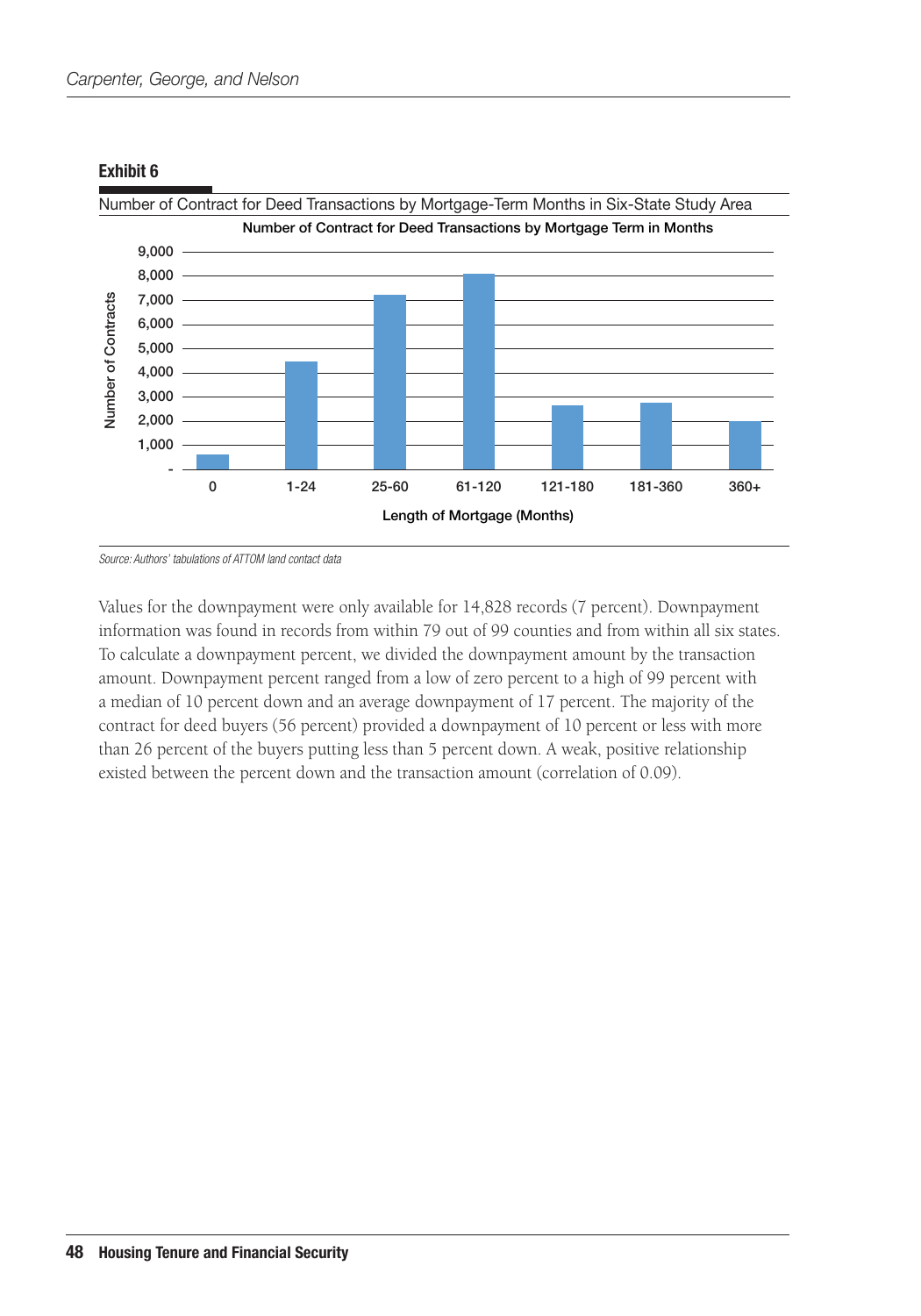**Exhibit 6**

Number of Contract for Deed Transactions by Mortgage-Term Months in Six-State Study Area

Number of Contract for Deed Transactions by Mortgage Term in Months

Number of Contracts

9,000
8,000
7,000
6,000
5,000
4,000
3,000
2,000
1,000
-

0 | 1-24 | 25-60 | 61-120 | 121-180 | 181-360 | 360+

Length of Mortgage (Months)

*Source: Authors' tabulations of ATTOM land contact data*

Values for the downpayment were only available for 14,828 records (7 percent). Downpayment information was found in records from within 79 out of 99 counties and from within all six states. To calculate a downpayment percent, we divided the downpayment amount by the transaction amount. Downpayment percent ranged from a low of zero percent to a high of 99 percent with a median of 10 percent down and an average downpayment of 17 percent. The majority of the contract for deed buyers (56 percent) provided a downpayment of 10 percent or less with more than 26 percent of the buyers putting less than 5 percent down. A weak, positive relationship existed between the percent down and the transaction amount (correlation of 0.09).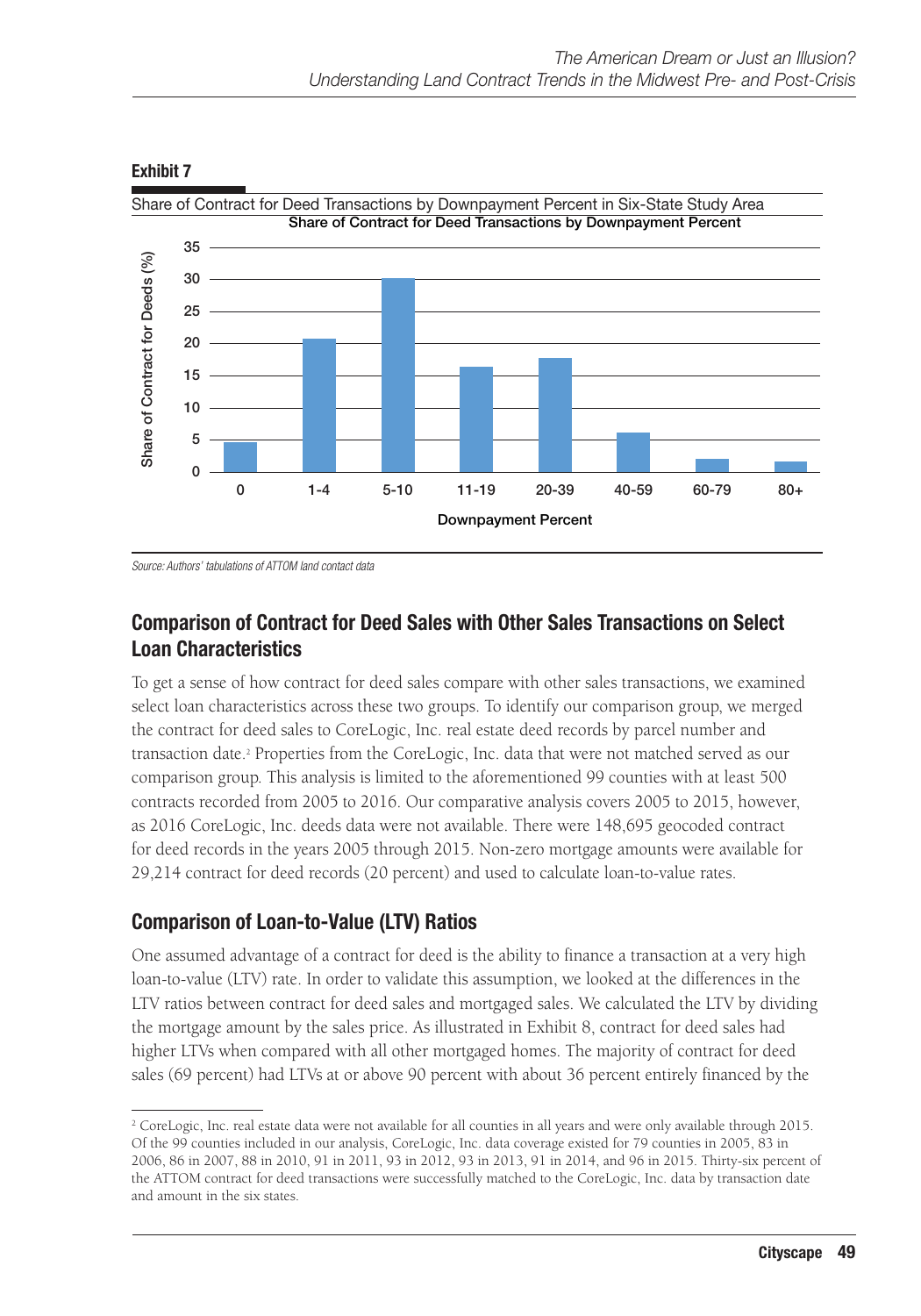**Exhibit 7**

Share of Contract for Deed Transactions by Downpayment Percent in Six-State Study Area

Source: Authors' tabulations of ATTOM land contact data

## Comparison of Contract for Deed Sales with Other Sales Transactions on Select Loan Characteristics

To get a sense of how contract for deed sales compare with other sales transactions, we examined select loan characteristics across these two groups. To identify our comparison group, we merged the contract for deed sales to CoreLogic, Inc. real estate deed records by parcel number and transaction date.[2] Properties from the CoreLogic, Inc. data that were not matched served as our comparison group. This analysis is limited to the aforementioned 99 counties with at least 500 contracts recorded from 2005 to 2016. Our comparative analysis covers 2005 to 2015, however, as 2016 CoreLogic, Inc. deeds data were not available. There were 148,695 geocoded contract for deed records in the years 2005 through 2015. Non-zero mortgage amounts were available for 29,214 contract for deed records (20 percent) and used to calculate loan-to-value rates.

## Comparison of Loan-to-Value (LTV) Ratios

One assumed advantage of a contract for deed is the ability to finance a transaction at a very high loan-to-value (LTV) rate. In order to validate this assumption, we looked at the differences in the LTV ratios between contract for deed sales and mortgaged sales. We calculated the LTV by dividing the mortgage amount by the sales price. As illustrated in Exhibit 8, contract for deed sales had higher LTVs when compared with all other mortgaged homes. The majority of contract for deed sales (69 percent) had LTVs at or above 90 percent with about 36 percent entirely financed by the

[2] CoreLogic, Inc. real estate data were not available for all counties in all years and were only available through 2015. Of the 99 counties included in our analysis, CoreLogic, Inc. data coverage existed for 79 counties in 2005, 83 in 2006, 86 in 2007, 88 in 2010, 91 in 2011, 93 in 2012, 93 in 2013, 91 in 2014, and 96 in 2015. Thirty-six percent of the ATTOM contract for deed transactions were successfully matched to the CoreLogic, Inc. data by transaction date and amount in the six states.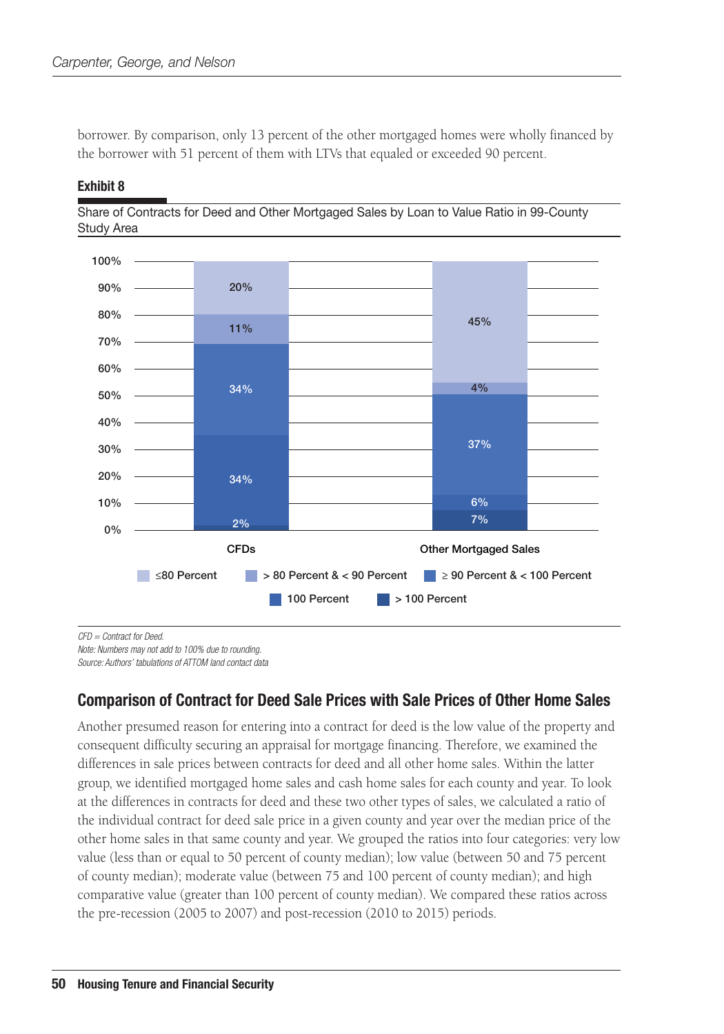borrower. By comparison, only 13 percent of the other mortgaged homes were wholly financed by the borrower with 51 percent of them with LTVs that equaled or exceeded 90 percent.

**Exhibit 8**

Share of Contracts for Deed and Other Mortgaged Sales by Loan to Value Ratio in 99-County Study Area

| | CFDs | Other Mortgaged Sales |
|---|---|---|
| ≤80 Percent | 20% | 45% |
| > 80 Percent & < 90 Percent | 11% | 4% |
| ≥ 90 Percent & < 100 Percent | 34% | 37% |
| 100 Percent | 34% | 6% |
| > 100 Percent | 2% | 7% |

*CFD = Contract for Deed.*
*Note: Numbers may not add to 100% due to rounding.*
*Source: Authors' tabulations of ATTOM land contact data*

## Comparison of Contract for Deed Sale Prices with Sale Prices of Other Home Sales

Another presumed reason for entering into a contract for deed is the low value of the property and consequent difficulty securing an appraisal for mortgage financing. Therefore, we examined the differences in sale prices between contracts for deed and all other home sales. Within the latter group, we identified mortgaged home sales and cash home sales for each county and year. To look at the differences in contracts for deed and these two other types of sales, we calculated a ratio of the individual contract for deed sale price in a given county and year over the median price of the other home sales in that same county and year. We grouped the ratios into four categories: very low value (less than or equal to 50 percent of county median); low value (between 50 and 75 percent of county median); moderate value (between 75 and 100 percent of county median); and high comparative value (greater than 100 percent of county median). We compared these ratios across the pre-recession (2005 to 2007) and post-recession (2010 to 2015) periods.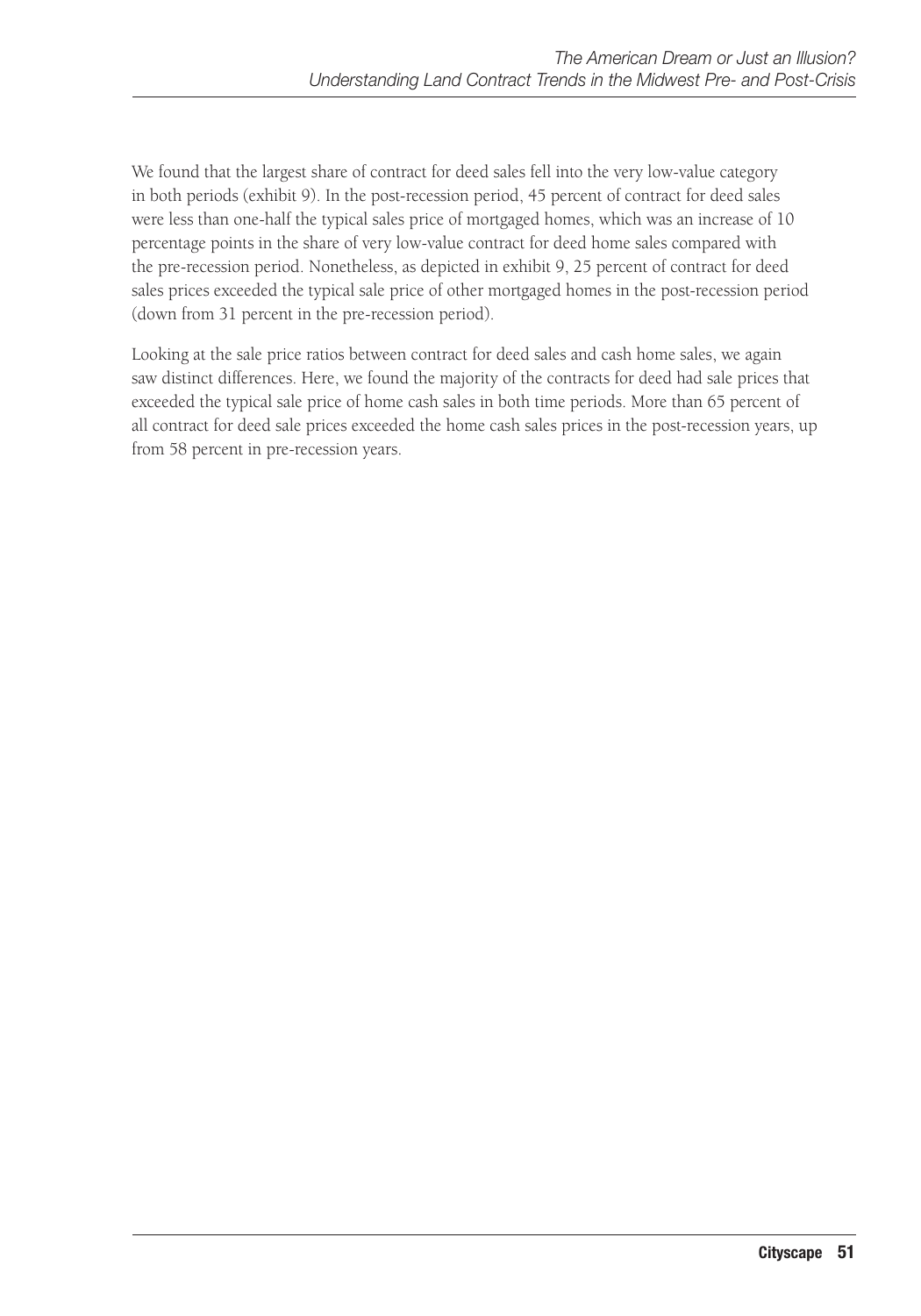We found that the largest share of contract for deed sales fell into the very low-value category in both periods (exhibit 9). In the post-recession period, 45 percent of contract for deed sales were less than one-half the typical sales price of mortgaged homes, which was an increase of 10 percentage points in the share of very low-value contract for deed home sales compared with the pre-recession period. Nonetheless, as depicted in exhibit 9, 25 percent of contract for deed sales prices exceeded the typical sale price of other mortgaged homes in the post-recession period (down from 31 percent in the pre-recession period).

Looking at the sale price ratios between contract for deed sales and cash home sales, we again saw distinct differences. Here, we found the majority of the contracts for deed had sale prices that exceeded the typical sale price of home cash sales in both time periods. More than 65 percent of all contract for deed sale prices exceeded the home cash sales prices in the post-recession years, up from 58 percent in pre-recession years.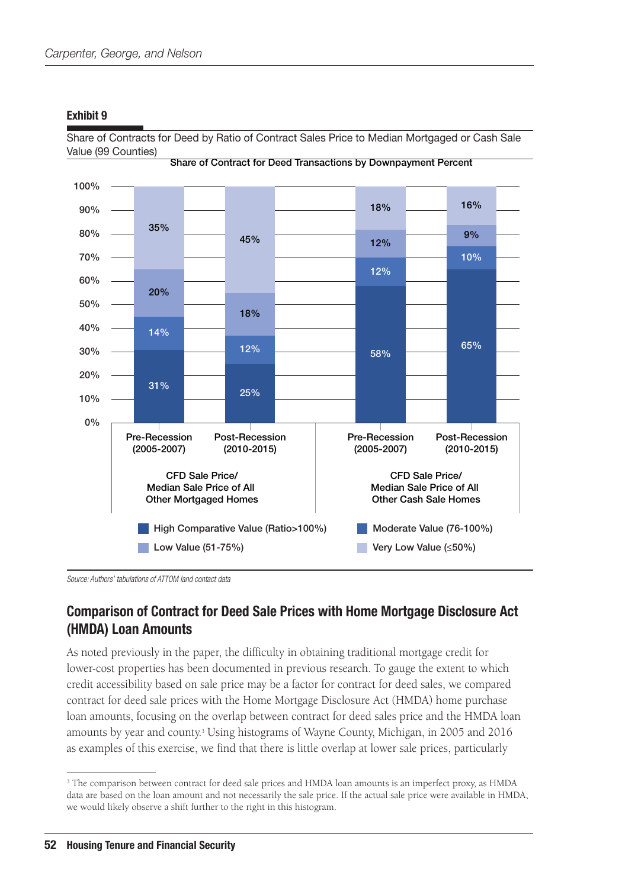**Exhibit 9**

Share of Contracts for Deed by Ratio of Contract Sales Price to Median Mortgaged or Cash Sale Value (99 Counties)

Share of Contract for Deed Transactions by Downpayment Percent

| | CFD Sale Price/ Median Sale Price of All Other Mortgaged Homes | | CFD Sale Price/ Median Sale Price of All Other Cash Sale Homes | |
|---|---|---|---|---|
| | Pre-Recession (2005-2007) | Post-Recession (2010-2015) | Pre-Recession (2005-2007) | Post-Recession (2010-2015) |
| High Comparative Value (Ratio>100%) | 31% | 25% | 58% | 65% |
| Moderate Value (76-100%) | 14% | 12% | 12% | 10% |
| Low Value (51-75%) | 20% | 18% | 12% | 9% |
| Very Low Value (≤50%) | 35% | 45% | 18% | 16% |

*Source: Authors' tabulations of ATTOM land contact data*

## Comparison of Contract for Deed Sale Prices with Home Mortgage Disclosure Act (HMDA) Loan Amounts

As noted previously in the paper, the difficulty in obtaining traditional mortgage credit for lower-cost properties has been documented in previous research. To gauge the extent to which credit accessibility based on sale price may be a factor for contract for deed sales, we compared contract for deed sale prices with the Home Mortgage Disclosure Act (HMDA) home purchase loan amounts, focusing on the overlap between contract for deed sales price and the HMDA loan amounts by year and county.[3] Using histograms of Wayne County, Michigan, in 2005 and 2016 as examples of this exercise, we find that there is little overlap at lower sale prices, particularly

---

[3] The comparison between contract for deed sale prices and HMDA loan amounts is an imperfect proxy, as HMDA data are based on the loan amount and not necessarily the sale price. If the actual sale price were available in HMDA, we would likely observe a shift further to the right in this histogram.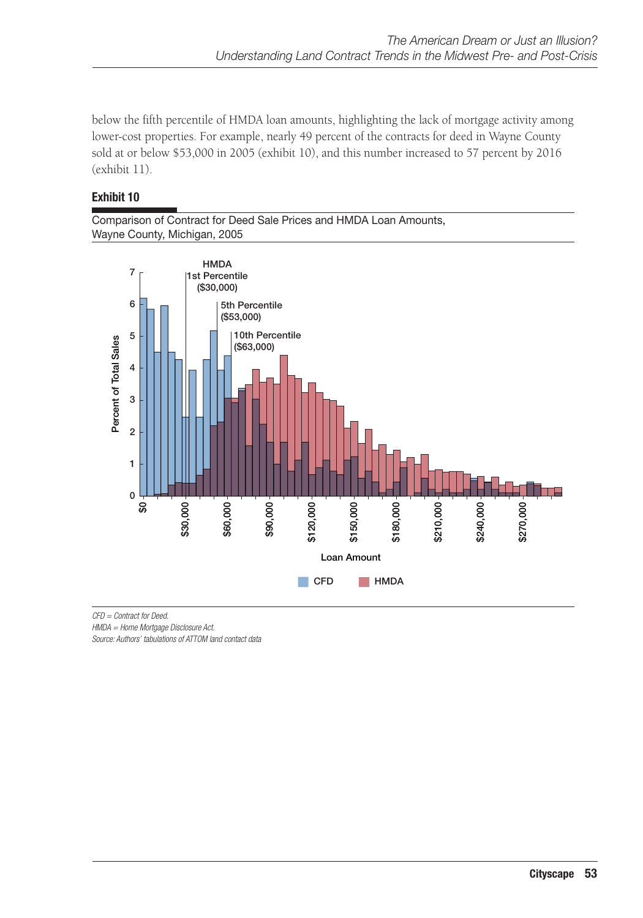below the fifth percentile of HMDA loan amounts, highlighting the lack of mortgage activity among lower-cost properties. For example, nearly 49 percent of the contracts for deed in Wayne County sold at or below $53,000 in 2005 (exhibit 10), and this number increased to 57 percent by 2016 (exhibit 11).

**Exhibit 10**

Comparison of Contract for Deed Sale Prices and HMDA Loan Amounts, Wayne County, Michigan, 2005

*CFD = Contract for Deed.*
*HMDA = Home Mortgage Disclosure Act.*
*Source: Authors' tabulations of ATTOM land contact data*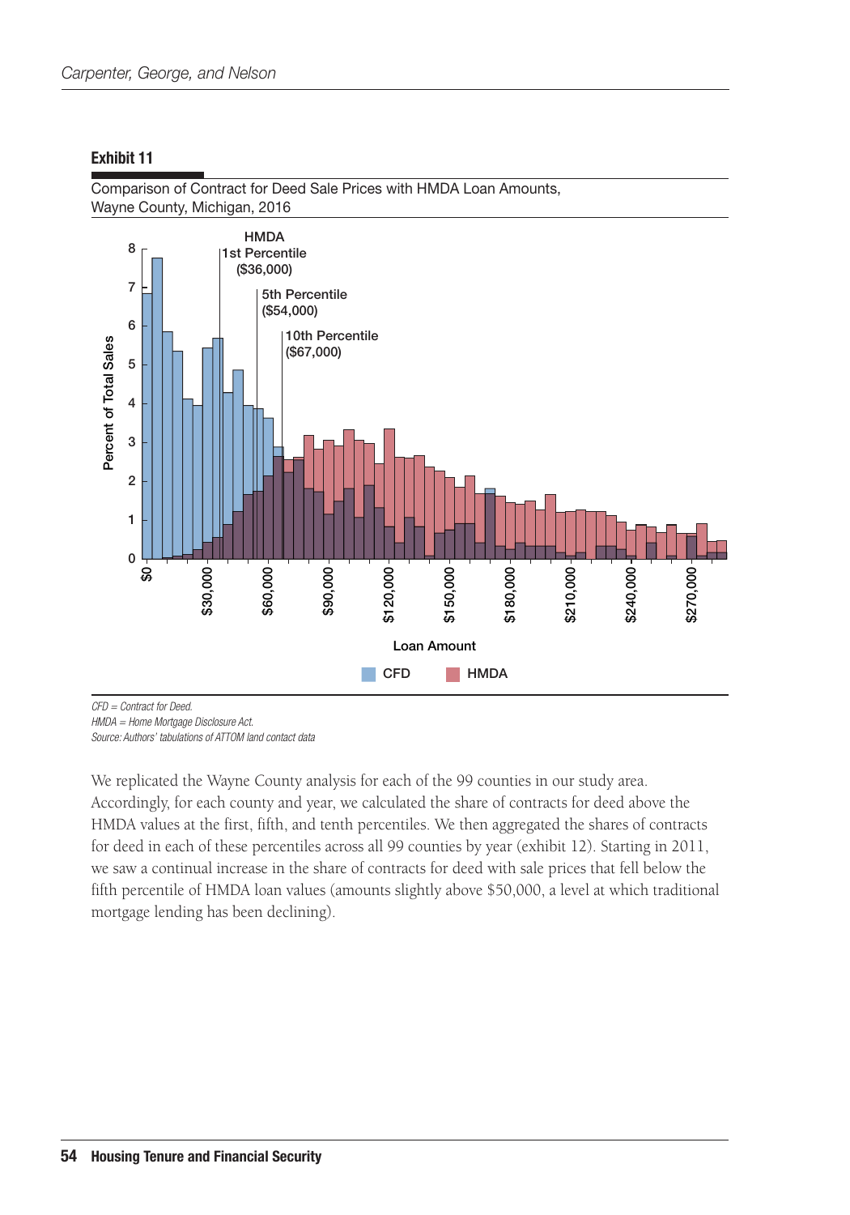**Exhibit 11**

Comparison of Contract for Deed Sale Prices with HMDA Loan Amounts, Wayne County, Michigan, 2016

CFD = Contract for Deed.
HMDA = Home Mortgage Disclosure Act.
Source: Authors' tabulations of ATTOM land contact data

We replicated the Wayne County analysis for each of the 99 counties in our study area. Accordingly, for each county and year, we calculated the share of contracts for deed above the HMDA values at the first, fifth, and tenth percentiles. We then aggregated the shares of contracts for deed in each of these percentiles across all 99 counties by year (exhibit 12). Starting in 2011, we saw a continual increase in the share of contracts for deed with sale prices that fell below the fifth percentile of HMDA loan values (amounts slightly above $50,000, a level at which traditional mortgage lending has been declining).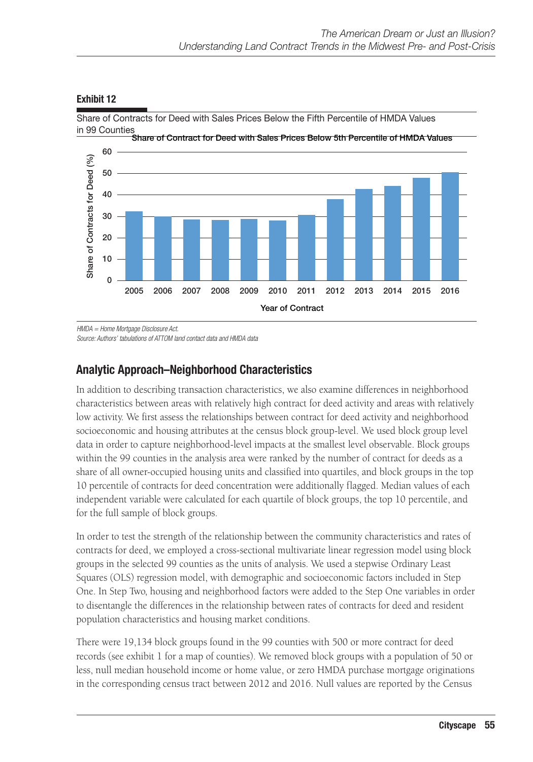**Exhibit 12**

Share of Contracts for Deed with Sales Prices Below the Fifth Percentile of HMDA Values in 99 Counties

Share of Contract for Deed with Sales Prices Below 5th Percentile of HMDA Values

| Year of Contract | Share of Contracts for Deed (%) |
| --- | --- |
| 2005 | ~32 |
| 2006 | ~30 |
| 2007 | ~28.5 |
| 2008 | ~28 |
| 2009 | ~29 |
| 2010 | ~28 |
| 2011 | ~30.5 |
| 2012 | ~38 |
| 2013 | ~42.5 |
| 2014 | ~44 |
| 2015 | ~48 |
| 2016 | ~50 |

*HMDA = Home Mortgage Disclosure Act.*

*Source: Authors' tabulations of ATTOM land contact data and HMDA data*

## Analytic Approach–Neighborhood Characteristics

In addition to describing transaction characteristics, we also examine differences in neighborhood characteristics between areas with relatively high contract for deed activity and areas with relatively low activity. We first assess the relationships between contract for deed activity and neighborhood socioeconomic and housing attributes at the census block group-level. We used block group level data in order to capture neighborhood-level impacts at the smallest level observable. Block groups within the 99 counties in the analysis area were ranked by the number of contract for deeds as a share of all owner-occupied housing units and classified into quartiles, and block groups in the top 10 percentile of contracts for deed concentration were additionally flagged. Median values of each independent variable were calculated for each quartile of block groups, the top 10 percentile, and for the full sample of block groups.

In order to test the strength of the relationship between the community characteristics and rates of contracts for deed, we employed a cross-sectional multivariate linear regression model using block groups in the selected 99 counties as the units of analysis. We used a stepwise Ordinary Least Squares (OLS) regression model, with demographic and socioeconomic factors included in Step One. In Step Two, housing and neighborhood factors were added to the Step One variables in order to disentangle the differences in the relationship between rates of contracts for deed and resident population characteristics and housing market conditions.

There were 19,134 block groups found in the 99 counties with 500 or more contract for deed records (see exhibit 1 for a map of counties). We removed block groups with a population of 50 or less, null median household income or home value, or zero HMDA purchase mortgage originations in the corresponding census tract between 2012 and 2016. Null values are reported by the Census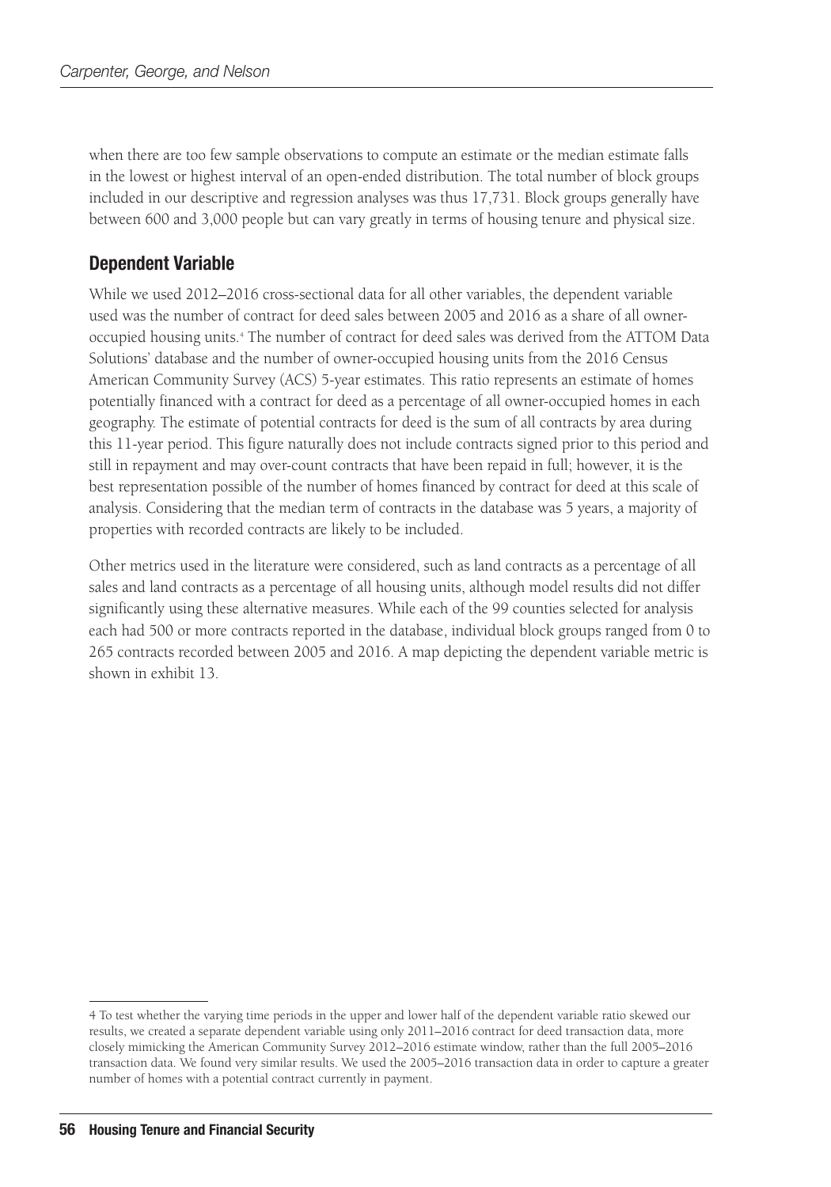when there are too few sample observations to compute an estimate or the median estimate falls in the lowest or highest interval of an open-ended distribution. The total number of block groups included in our descriptive and regression analyses was thus 17,731. Block groups generally have between 600 and 3,000 people but can vary greatly in terms of housing tenure and physical size.

## Dependent Variable

While we used 2012–2016 cross-sectional data for all other variables, the dependent variable used was the number of contract for deed sales between 2005 and 2016 as a share of all owner-occupied housing units.[4] The number of contract for deed sales was derived from the ATTOM Data Solutions' database and the number of owner-occupied housing units from the 2016 Census American Community Survey (ACS) 5-year estimates. This ratio represents an estimate of homes potentially financed with a contract for deed as a percentage of all owner-occupied homes in each geography. The estimate of potential contracts for deed is the sum of all contracts by area during this 11-year period. This figure naturally does not include contracts signed prior to this period and still in repayment and may over-count contracts that have been repaid in full; however, it is the best representation possible of the number of homes financed by contract for deed at this scale of analysis. Considering that the median term of contracts in the database was 5 years, a majority of properties with recorded contracts are likely to be included.

Other metrics used in the literature were considered, such as land contracts as a percentage of all sales and land contracts as a percentage of all housing units, although model results did not differ significantly using these alternative measures. While each of the 99 counties selected for analysis each had 500 or more contracts reported in the database, individual block groups ranged from 0 to 265 contracts recorded between 2005 and 2016. A map depicting the dependent variable metric is shown in exhibit 13.

---

4 To test whether the varying time periods in the upper and lower half of the dependent variable ratio skewed our results, we created a separate dependent variable using only 2011–2016 contract for deed transaction data, more closely mimicking the American Community Survey 2012–2016 estimate window, rather than the full 2005–2016 transaction data. We found very similar results. We used the 2005–2016 transaction data in order to capture a greater number of homes with a potential contract currently in payment.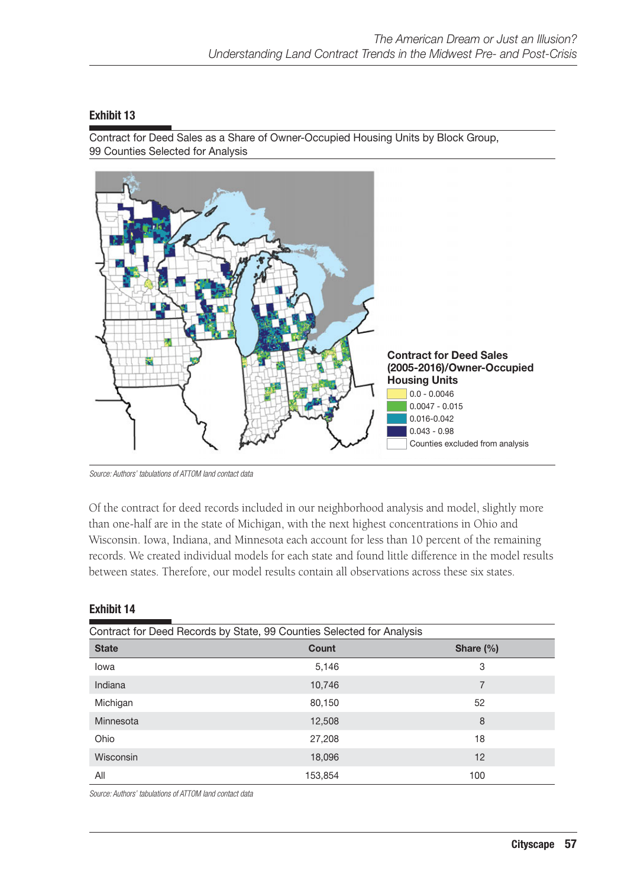### Exhibit 13

Contract for Deed Sales as a Share of Owner-Occupied Housing Units by Block Group, 99 Counties Selected for Analysis

**Contract for Deed Sales (2005-2016)/Owner-Occupied Housing Units**

- 0.0 - 0.0046
- 0.0047 - 0.015
- 0.016-0.042
- 0.043 - 0.98
- Counties excluded from analysis

*Source: Authors' tabulations of ATTOM land contact data*

Of the contract for deed records included in our neighborhood analysis and model, slightly more than one-half are in the state of Michigan, with the next highest concentrations in Ohio and Wisconsin. Iowa, Indiana, and Minnesota each account for less than 10 percent of the remaining records. We created individual models for each state and found little difference in the model results between states. Therefore, our model results contain all observations across these six states.

### Exhibit 14

Contract for Deed Records by State, 99 Counties Selected for Analysis

| State | Count | Share (%) |
|---|---|---|
| Iowa | 5,146 | 3 |
| Indiana | 10,746 | 7 |
| Michigan | 80,150 | 52 |
| Minnesota | 12,508 | 8 |
| Ohio | 27,208 | 18 |
| Wisconsin | 18,096 | 12 |
| All | 153,854 | 100 |

*Source: Authors' tabulations of ATTOM land contact data*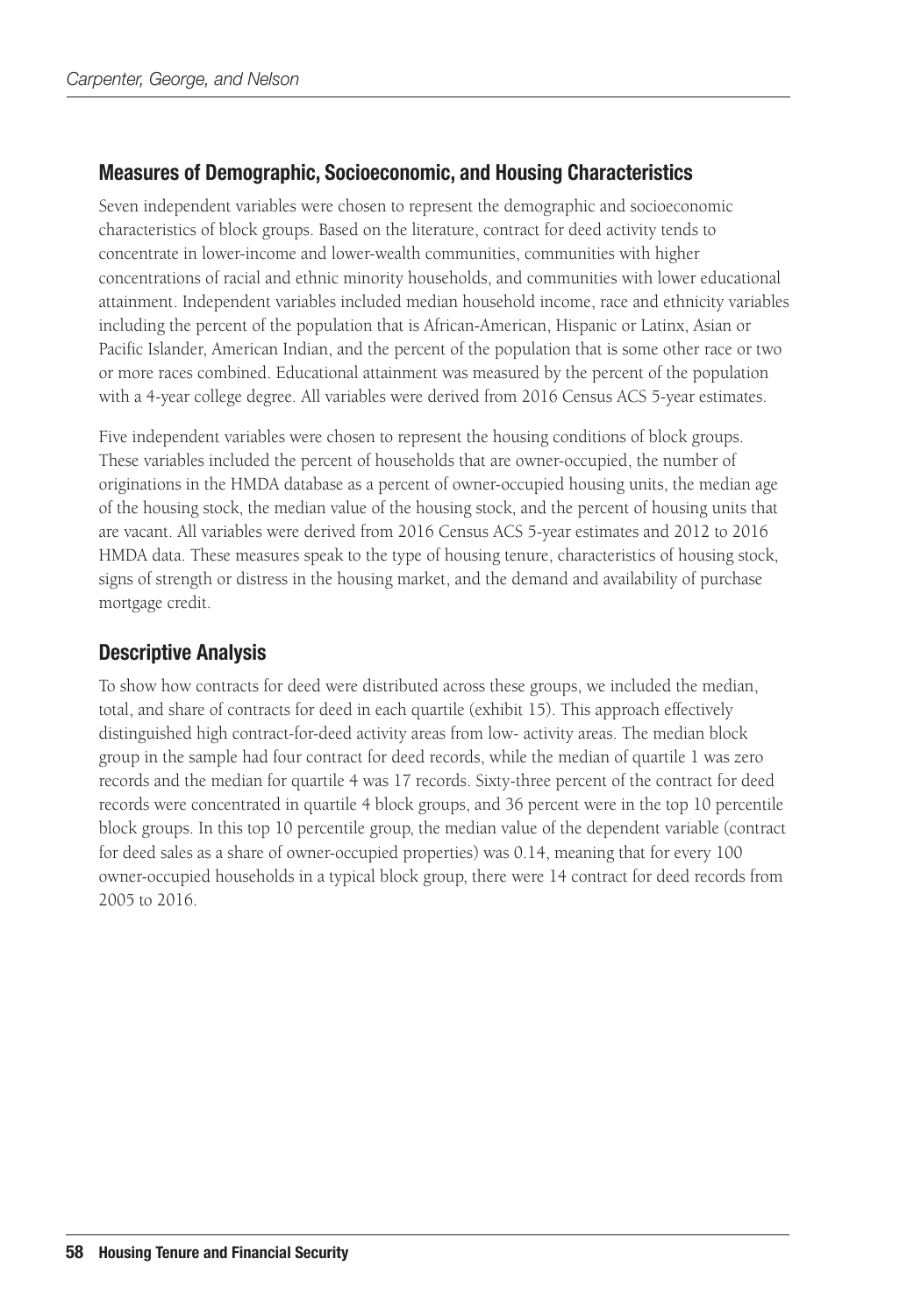## Measures of Demographic, Socioeconomic, and Housing Characteristics

Seven independent variables were chosen to represent the demographic and socioeconomic characteristics of block groups. Based on the literature, contract for deed activity tends to concentrate in lower-income and lower-wealth communities, communities with higher concentrations of racial and ethnic minority households, and communities with lower educational attainment. Independent variables included median household income, race and ethnicity variables including the percent of the population that is African-American, Hispanic or Latinx, Asian or Pacific Islander, American Indian, and the percent of the population that is some other race or two or more races combined. Educational attainment was measured by the percent of the population with a 4-year college degree. All variables were derived from 2016 Census ACS 5-year estimates.

Five independent variables were chosen to represent the housing conditions of block groups. These variables included the percent of households that are owner-occupied, the number of originations in the HMDA database as a percent of owner-occupied housing units, the median age of the housing stock, the median value of the housing stock, and the percent of housing units that are vacant. All variables were derived from 2016 Census ACS 5-year estimates and 2012 to 2016 HMDA data. These measures speak to the type of housing tenure, characteristics of housing stock, signs of strength or distress in the housing market, and the demand and availability of purchase mortgage credit.

## Descriptive Analysis

To show how contracts for deed were distributed across these groups, we included the median, total, and share of contracts for deed in each quartile (exhibit 15). This approach effectively distinguished high contract-for-deed activity areas from low- activity areas. The median block group in the sample had four contract for deed records, while the median of quartile 1 was zero records and the median for quartile 4 was 17 records. Sixty-three percent of the contract for deed records were concentrated in quartile 4 block groups, and 36 percent were in the top 10 percentile block groups. In this top 10 percentile group, the median value of the dependent variable (contract for deed sales as a share of owner-occupied properties) was 0.14, meaning that for every 100 owner-occupied households in a typical block group, there were 14 contract for deed records from 2005 to 2016.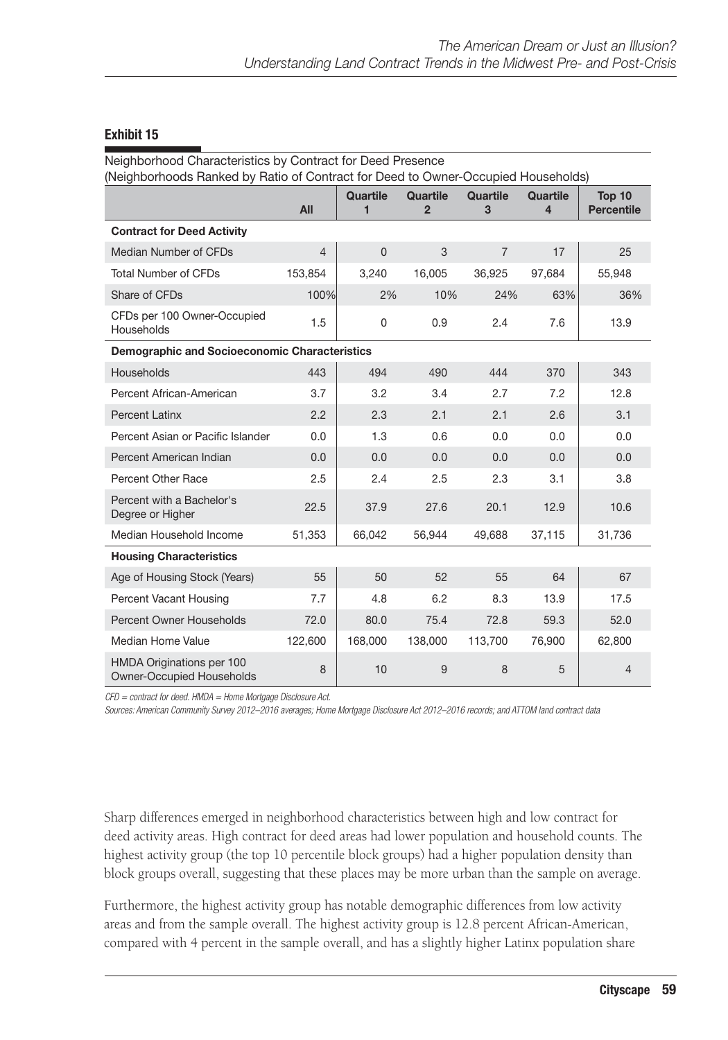**Exhibit 15**

Neighborhood Characteristics by Contract for Deed Presence
(Neighborhoods Ranked by Ratio of Contract for Deed to Owner-Occupied Households)

| | All | Quartile 1 | Quartile 2 | Quartile 3 | Quartile 4 | Top 10 Percentile |
|---|---|---|---|---|---|---|
| **Contract for Deed Activity** | | | | | | |
| Median Number of CFDs | 4 | 0 | 3 | 7 | 17 | 25 |
| Total Number of CFDs | 153,854 | 3,240 | 16,005 | 36,925 | 97,684 | 55,948 |
| Share of CFDs | 100% | 2% | 10% | 24% | 63% | 36% |
| CFDs per 100 Owner-Occupied Households | 1.5 | 0 | 0.9 | 2.4 | 7.6 | 13.9 |
| **Demographic and Socioeconomic Characteristics** | | | | | | |
| Households | 443 | 494 | 490 | 444 | 370 | 343 |
| Percent African-American | 3.7 | 3.2 | 3.4 | 2.7 | 7.2 | 12.8 |
| Percent Latinx | 2.2 | 2.3 | 2.1 | 2.1 | 2.6 | 3.1 |
| Percent Asian or Pacific Islander | 0.0 | 1.3 | 0.6 | 0.0 | 0.0 | 0.0 |
| Percent American Indian | 0.0 | 0.0 | 0.0 | 0.0 | 0.0 | 0.0 |
| Percent Other Race | 2.5 | 2.4 | 2.5 | 2.3 | 3.1 | 3.8 |
| Percent with a Bachelor's Degree or Higher | 22.5 | 37.9 | 27.6 | 20.1 | 12.9 | 10.6 |
| Median Household Income | 51,353 | 66,042 | 56,944 | 49,688 | 37,115 | 31,736 |
| **Housing Characteristics** | | | | | | |
| Age of Housing Stock (Years) | 55 | 50 | 52 | 55 | 64 | 67 |
| Percent Vacant Housing | 7.7 | 4.8 | 6.2 | 8.3 | 13.9 | 17.5 |
| Percent Owner Households | 72.0 | 80.0 | 75.4 | 72.8 | 59.3 | 52.0 |
| Median Home Value | 122,600 | 168,000 | 138,000 | 113,700 | 76,900 | 62,800 |
| HMDA Originations per 100 Owner-Occupied Households | 8 | 10 | 9 | 8 | 5 | 4 |

*CFD = contract for deed. HMDA = Home Mortgage Disclosure Act.*

*Sources: American Community Survey 2012–2016 averages; Home Mortgage Disclosure Act 2012–2016 records; and ATTOM land contract data*

Sharp differences emerged in neighborhood characteristics between high and low contract for deed activity areas. High contract for deed areas had lower population and household counts. The highest activity group (the top 10 percentile block groups) had a higher population density than block groups overall, suggesting that these places may be more urban than the sample on average.

Furthermore, the highest activity group has notable demographic differences from low activity areas and from the sample overall. The highest activity group is 12.8 percent African-American, compared with 4 percent in the sample overall, and has a slightly higher Latinx population share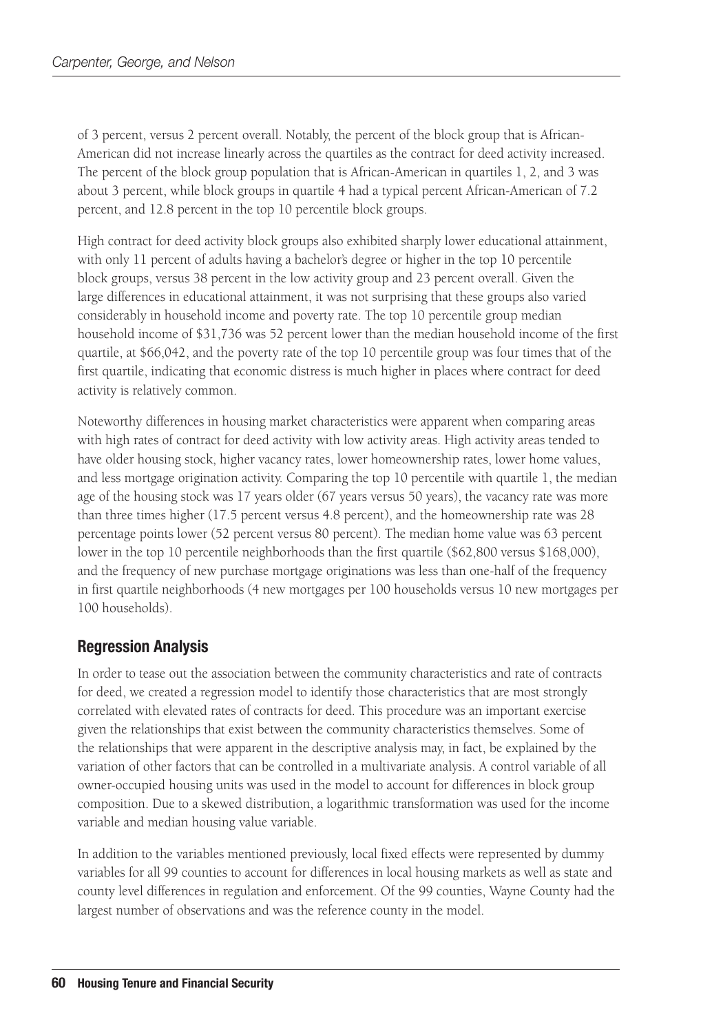of 3 percent, versus 2 percent overall. Notably, the percent of the block group that is African-American did not increase linearly across the quartiles as the contract for deed activity increased. The percent of the block group population that is African-American in quartiles 1, 2, and 3 was about 3 percent, while block groups in quartile 4 had a typical percent African-American of 7.2 percent, and 12.8 percent in the top 10 percentile block groups.

High contract for deed activity block groups also exhibited sharply lower educational attainment, with only 11 percent of adults having a bachelor's degree or higher in the top 10 percentile block groups, versus 38 percent in the low activity group and 23 percent overall. Given the large differences in educational attainment, it was not surprising that these groups also varied considerably in household income and poverty rate. The top 10 percentile group median household income of $31,736 was 52 percent lower than the median household income of the first quartile, at $66,042, and the poverty rate of the top 10 percentile group was four times that of the first quartile, indicating that economic distress is much higher in places where contract for deed activity is relatively common.

Noteworthy differences in housing market characteristics were apparent when comparing areas with high rates of contract for deed activity with low activity areas. High activity areas tended to have older housing stock, higher vacancy rates, lower homeownership rates, lower home values, and less mortgage origination activity. Comparing the top 10 percentile with quartile 1, the median age of the housing stock was 17 years older (67 years versus 50 years), the vacancy rate was more than three times higher (17.5 percent versus 4.8 percent), and the homeownership rate was 28 percentage points lower (52 percent versus 80 percent). The median home value was 63 percent lower in the top 10 percentile neighborhoods than the first quartile ($62,800 versus $168,000), and the frequency of new purchase mortgage originations was less than one-half of the frequency in first quartile neighborhoods (4 new mortgages per 100 households versus 10 new mortgages per 100 households).

## Regression Analysis

In order to tease out the association between the community characteristics and rate of contracts for deed, we created a regression model to identify those characteristics that are most strongly correlated with elevated rates of contracts for deed. This procedure was an important exercise given the relationships that exist between the community characteristics themselves. Some of the relationships that were apparent in the descriptive analysis may, in fact, be explained by the variation of other factors that can be controlled in a multivariate analysis. A control variable of all owner-occupied housing units was used in the model to account for differences in block group composition. Due to a skewed distribution, a logarithmic transformation was used for the income variable and median housing value variable.

In addition to the variables mentioned previously, local fixed effects were represented by dummy variables for all 99 counties to account for differences in local housing markets as well as state and county level differences in regulation and enforcement. Of the 99 counties, Wayne County had the largest number of observations and was the reference county in the model.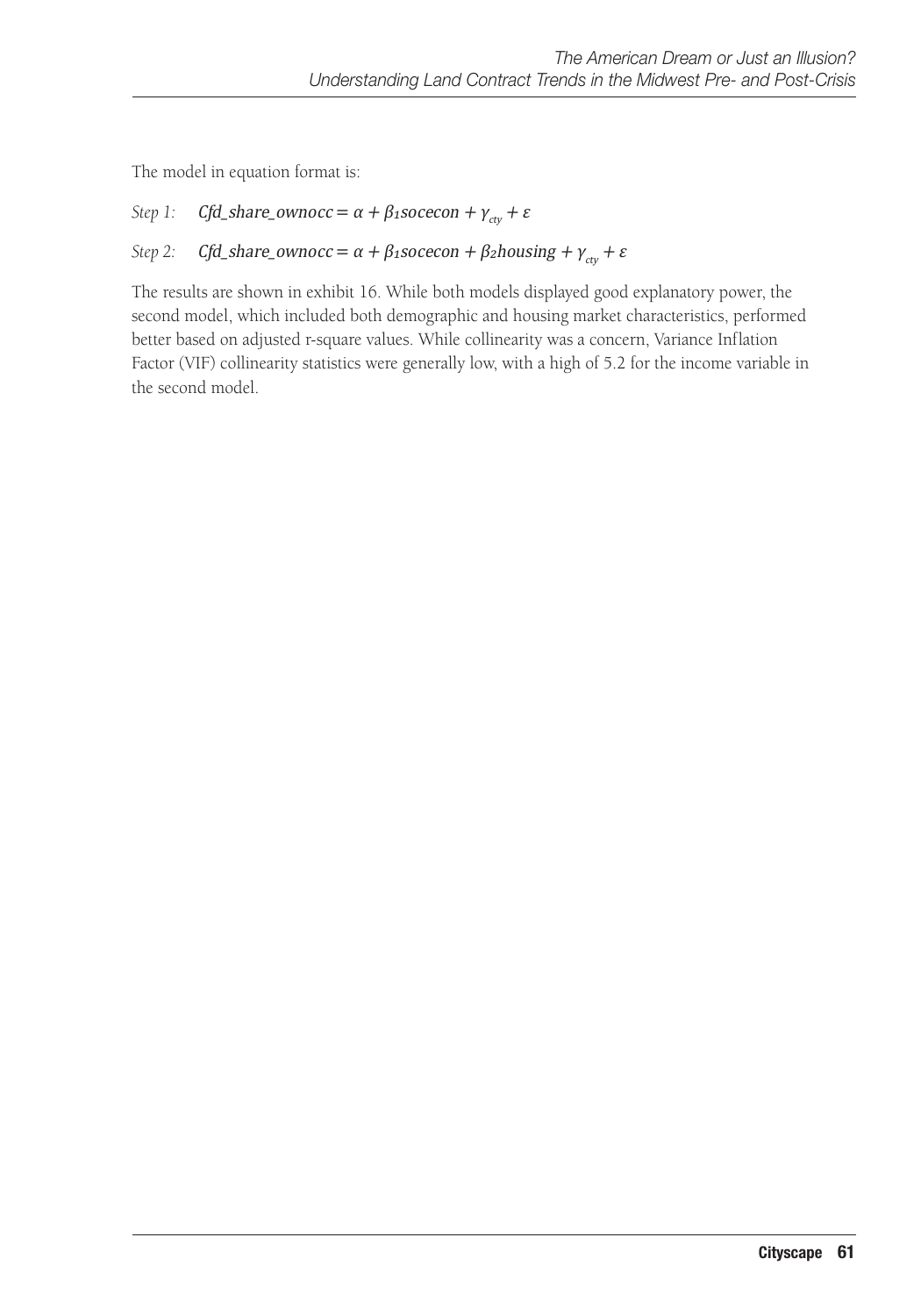The model in equation format is:

*Step 1:* $Cfd\_share\_ownocc = \alpha + \beta_1 socecon + \gamma_{cty} + \varepsilon$

*Step 2:* $Cfd\_share\_ownocc = \alpha + \beta_1 socecon + \beta_2 housing + \gamma_{cty} + \varepsilon$

The results are shown in exhibit 16. While both models displayed good explanatory power, the second model, which included both demographic and housing market characteristics, performed better based on adjusted r-square values. While collinearity was a concern, Variance Inflation Factor (VIF) collinearity statistics were generally low, with a high of 5.2 for the income variable in the second model.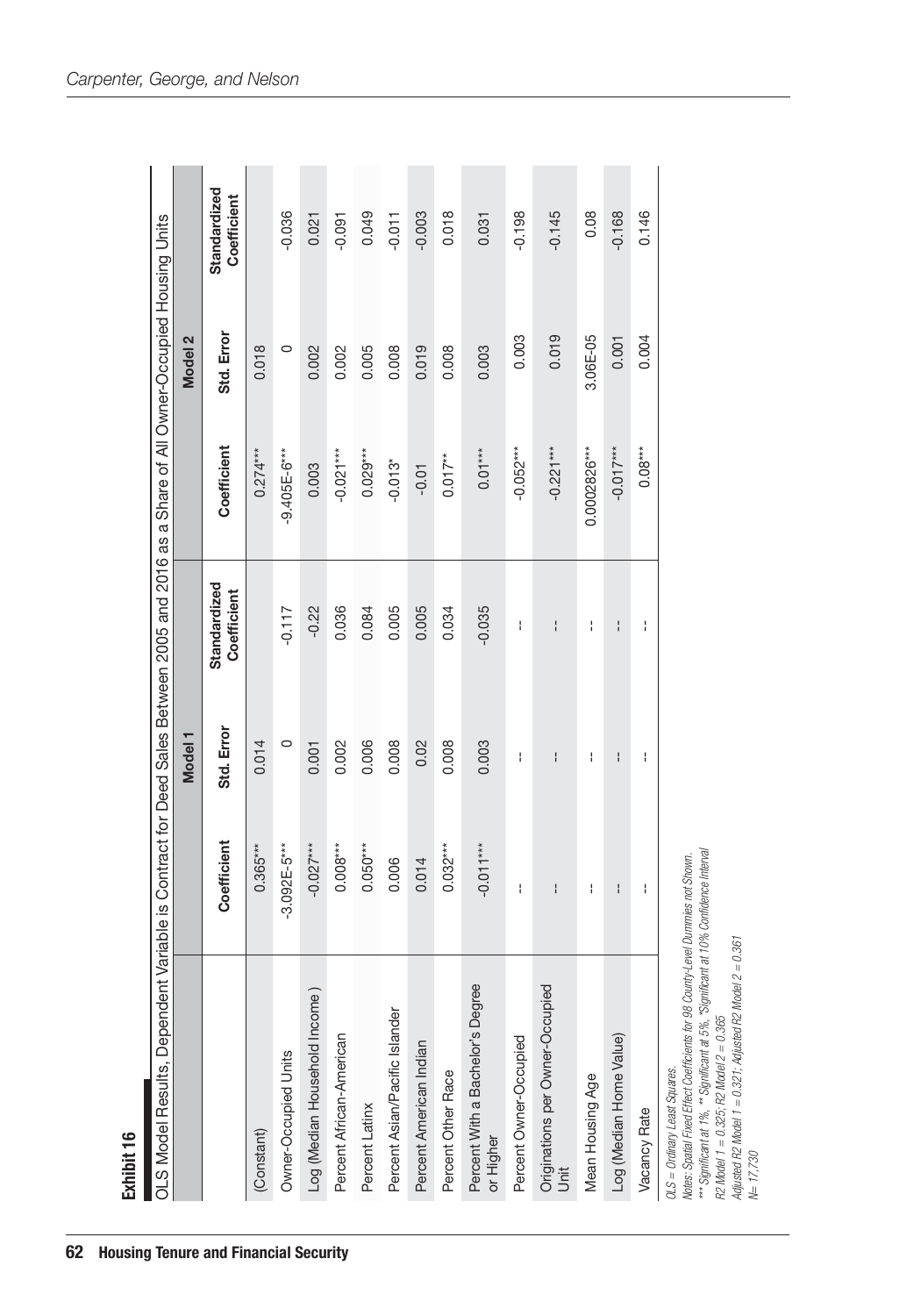**Exhibit 16**

OLS Model Results, Dependent Variable is Contract for Deed Sales Between 2005 and 2016 as a Share of All Owner-Occupied Housing Units

| | Model 1 | | | Model 2 | | |
|---|---|---|---|---|---|---|
| | Coefficient | Std. Error | Standardized Coefficient | Coefficient | Std. Error | Standardized Coefficient |
| (Constant) | 0.365*** | 0.014 | | 0.274*** | 0.018 | |
| Owner-Occupied Units | -3.092E-5*** | 0 | -0.117 | -9.405E-6*** | 0 | -0.036 |
| Log (Median Household Income ) | -0.027*** | 0.001 | -0.22 | 0.003 | 0.002 | 0.021 |
| Percent African-American | 0.008*** | 0.002 | 0.036 | -0.021*** | 0.002 | -0.091 |
| Percent Latinx | 0.050*** | 0.006 | 0.084 | 0.029*** | 0.005 | 0.049 |
| Percent Asian/Pacific Islander | 0.006 | 0.008 | 0.005 | -0.013* | 0.008 | -0.011 |
| Percent American Indian | 0.014 | 0.02 | 0.005 | -0.01 | 0.019 | -0.003 |
| Percent Other Race | 0.032*** | 0.008 | 0.034 | 0.017** | 0.008 | 0.018 |
| Percent With a Bachelor's Degree or Higher | -0.011*** | 0.003 | -0.035 | 0.01*** | 0.003 | 0.031 |
| Percent Owner-Occupied | -- | -- | -- | -0.052*** | 0.003 | -0.198 |
| Originations per Owner-Occupied Unit | -- | -- | -- | -0.221*** | 0.019 | -0.145 |
| Mean Housing Age | -- | -- | -- | 0.0002826*** | 3.06E-05 | 0.08 |
| Log (Median Home Value) | -- | -- | -- | -0.017*** | 0.001 | -0.168 |
| Vacancy Rate | -- | -- | -- | 0.08*** | 0.004 | 0.146 |

*OLS = Ordinary Least Squares.*
*Notes: Spatial Fixed Effect Coefficients for 98 County-Level Dummies not Shown.*
*\*\*\* Significant at 1%, \*\* Significant at 5%, \*Significant at 10% Confidence Interval*
*R2 Model 1 = 0.325; R2 Model 2 = 0.365*
*Adjusted R2 Model 1 = 0.321; Adjusted R2 Model 2 = 0.361*
*N= 17,730*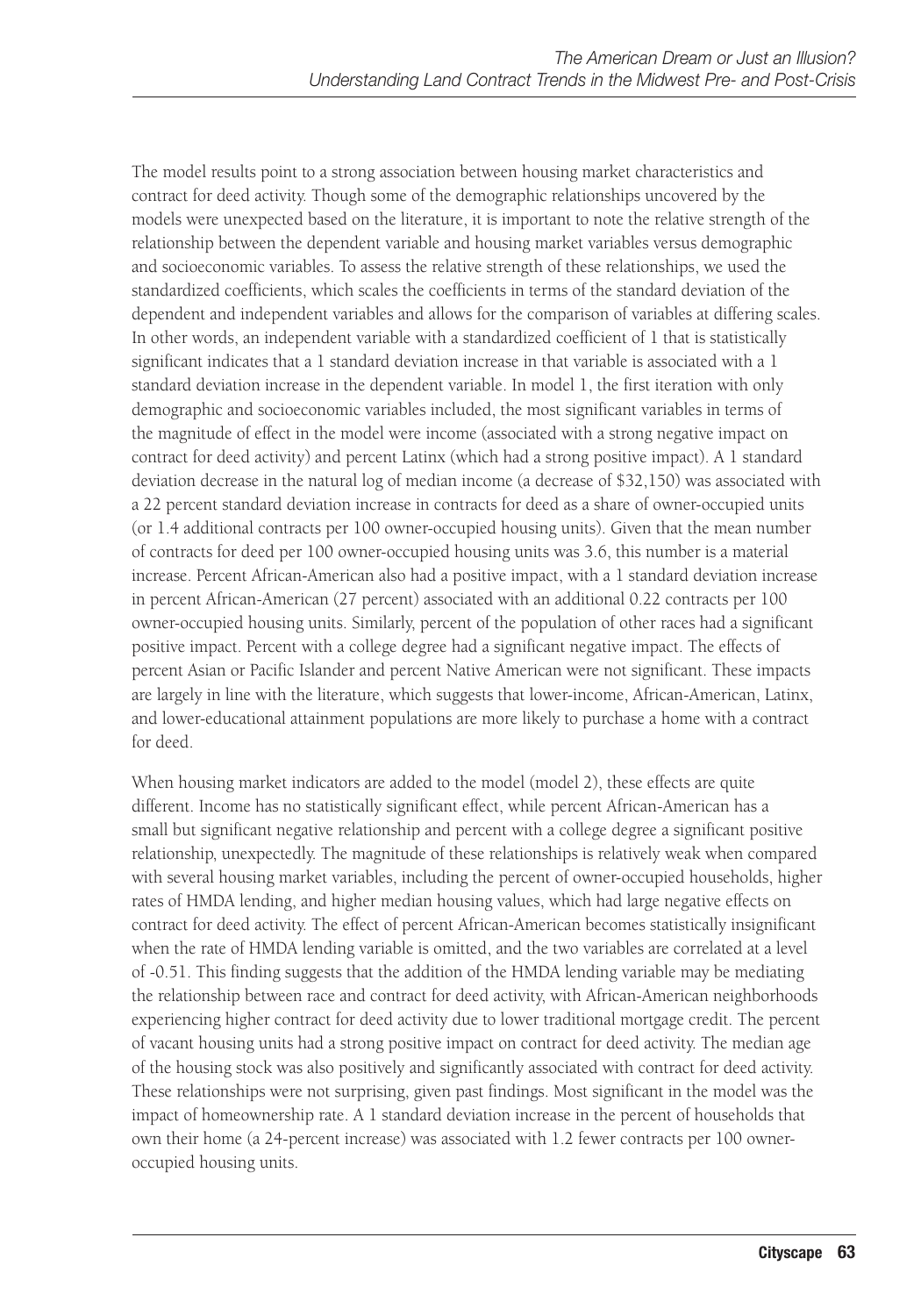The model results point to a strong association between housing market characteristics and contract for deed activity. Though some of the demographic relationships uncovered by the models were unexpected based on the literature, it is important to note the relative strength of the relationship between the dependent variable and housing market variables versus demographic and socioeconomic variables. To assess the relative strength of these relationships, we used the standardized coefficients, which scales the coefficients in terms of the standard deviation of the dependent and independent variables and allows for the comparison of variables at differing scales. In other words, an independent variable with a standardized coefficient of 1 that is statistically significant indicates that a 1 standard deviation increase in that variable is associated with a 1 standard deviation increase in the dependent variable. In model 1, the first iteration with only demographic and socioeconomic variables included, the most significant variables in terms of the magnitude of effect in the model were income (associated with a strong negative impact on contract for deed activity) and percent Latinx (which had a strong positive impact). A 1 standard deviation decrease in the natural log of median income (a decrease of $32,150) was associated with a 22 percent standard deviation increase in contracts for deed as a share of owner-occupied units (or 1.4 additional contracts per 100 owner-occupied housing units). Given that the mean number of contracts for deed per 100 owner-occupied housing units was 3.6, this number is a material increase. Percent African-American also had a positive impact, with a 1 standard deviation increase in percent African-American (27 percent) associated with an additional 0.22 contracts per 100 owner-occupied housing units. Similarly, percent of the population of other races had a significant positive impact. Percent with a college degree had a significant negative impact. The effects of percent Asian or Pacific Islander and percent Native American were not significant. These impacts are largely in line with the literature, which suggests that lower-income, African-American, Latinx, and lower-educational attainment populations are more likely to purchase a home with a contract for deed.

When housing market indicators are added to the model (model 2), these effects are quite different. Income has no statistically significant effect, while percent African-American has a small but significant negative relationship and percent with a college degree a significant positive relationship, unexpectedly. The magnitude of these relationships is relatively weak when compared with several housing market variables, including the percent of owner-occupied households, higher rates of HMDA lending, and higher median housing values, which had large negative effects on contract for deed activity. The effect of percent African-American becomes statistically insignificant when the rate of HMDA lending variable is omitted, and the two variables are correlated at a level of -0.51. This finding suggests that the addition of the HMDA lending variable may be mediating the relationship between race and contract for deed activity, with African-American neighborhoods experiencing higher contract for deed activity due to lower traditional mortgage credit. The percent of vacant housing units had a strong positive impact on contract for deed activity. The median age of the housing stock was also positively and significantly associated with contract for deed activity. These relationships were not surprising, given past findings. Most significant in the model was the impact of homeownership rate. A 1 standard deviation increase in the percent of households that own their home (a 24-percent increase) was associated with 1.2 fewer contracts per 100 owner-occupied housing units.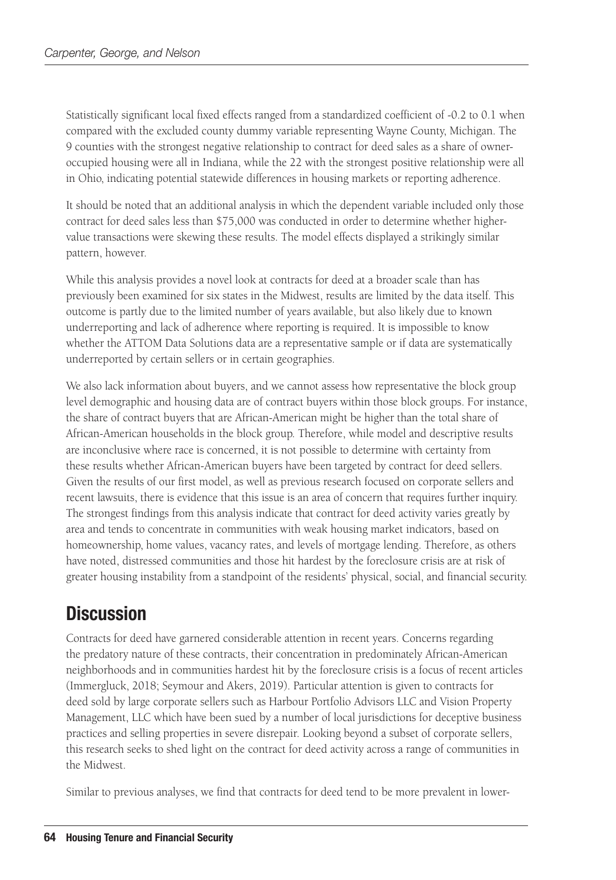Statistically significant local fixed effects ranged from a standardized coefficient of -0.2 to 0.1 when compared with the excluded county dummy variable representing Wayne County, Michigan. The 9 counties with the strongest negative relationship to contract for deed sales as a share of owner-occupied housing were all in Indiana, while the 22 with the strongest positive relationship were all in Ohio, indicating potential statewide differences in housing markets or reporting adherence.

It should be noted that an additional analysis in which the dependent variable included only those contract for deed sales less than $75,000 was conducted in order to determine whether higher-value transactions were skewing these results. The model effects displayed a strikingly similar pattern, however.

While this analysis provides a novel look at contracts for deed at a broader scale than has previously been examined for six states in the Midwest, results are limited by the data itself. This outcome is partly due to the limited number of years available, but also likely due to known underreporting and lack of adherence where reporting is required. It is impossible to know whether the ATTOM Data Solutions data are a representative sample or if data are systematically underreported by certain sellers or in certain geographies.

We also lack information about buyers, and we cannot assess how representative the block group level demographic and housing data are of contract buyers within those block groups. For instance, the share of contract buyers that are African-American might be higher than the total share of African-American households in the block group. Therefore, while model and descriptive results are inconclusive where race is concerned, it is not possible to determine with certainty from these results whether African-American buyers have been targeted by contract for deed sellers. Given the results of our first model, as well as previous research focused on corporate sellers and recent lawsuits, there is evidence that this issue is an area of concern that requires further inquiry. The strongest findings from this analysis indicate that contract for deed activity varies greatly by area and tends to concentrate in communities with weak housing market indicators, based on homeownership, home values, vacancy rates, and levels of mortgage lending. Therefore, as others have noted, distressed communities and those hit hardest by the foreclosure crisis are at risk of greater housing instability from a standpoint of the residents' physical, social, and financial security.

## Discussion

Contracts for deed have garnered considerable attention in recent years. Concerns regarding the predatory nature of these contracts, their concentration in predominately African-American neighborhoods and in communities hardest hit by the foreclosure crisis is a focus of recent articles (Immergluck, 2018; Seymour and Akers, 2019). Particular attention is given to contracts for deed sold by large corporate sellers such as Harbour Portfolio Advisors LLC and Vision Property Management, LLC which have been sued by a number of local jurisdictions for deceptive business practices and selling properties in severe disrepair. Looking beyond a subset of corporate sellers, this research seeks to shed light on the contract for deed activity across a range of communities in the Midwest.

Similar to previous analyses, we find that contracts for deed tend to be more prevalent in lower-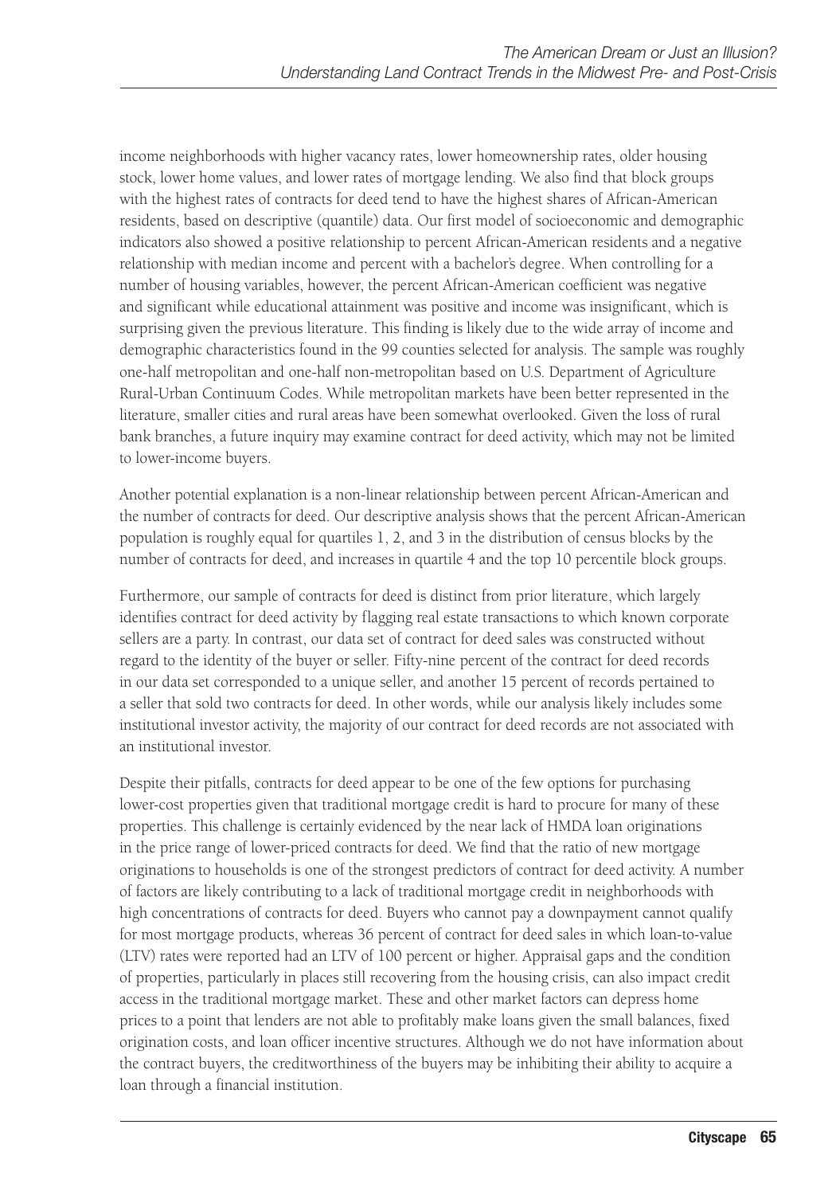income neighborhoods with higher vacancy rates, lower homeownership rates, older housing stock, lower home values, and lower rates of mortgage lending. We also find that block groups with the highest rates of contracts for deed tend to have the highest shares of African-American residents, based on descriptive (quantile) data. Our first model of socioeconomic and demographic indicators also showed a positive relationship to percent African-American residents and a negative relationship with median income and percent with a bachelor's degree. When controlling for a number of housing variables, however, the percent African-American coefficient was negative and significant while educational attainment was positive and income was insignificant, which is surprising given the previous literature. This finding is likely due to the wide array of income and demographic characteristics found in the 99 counties selected for analysis. The sample was roughly one-half metropolitan and one-half non-metropolitan based on U.S. Department of Agriculture Rural-Urban Continuum Codes. While metropolitan markets have been better represented in the literature, smaller cities and rural areas have been somewhat overlooked. Given the loss of rural bank branches, a future inquiry may examine contract for deed activity, which may not be limited to lower-income buyers.

Another potential explanation is a non-linear relationship between percent African-American and the number of contracts for deed. Our descriptive analysis shows that the percent African-American population is roughly equal for quartiles 1, 2, and 3 in the distribution of census blocks by the number of contracts for deed, and increases in quartile 4 and the top 10 percentile block groups.

Furthermore, our sample of contracts for deed is distinct from prior literature, which largely identifies contract for deed activity by flagging real estate transactions to which known corporate sellers are a party. In contrast, our data set of contract for deed sales was constructed without regard to the identity of the buyer or seller. Fifty-nine percent of the contract for deed records in our data set corresponded to a unique seller, and another 15 percent of records pertained to a seller that sold two contracts for deed. In other words, while our analysis likely includes some institutional investor activity, the majority of our contract for deed records are not associated with an institutional investor.

Despite their pitfalls, contracts for deed appear to be one of the few options for purchasing lower-cost properties given that traditional mortgage credit is hard to procure for many of these properties. This challenge is certainly evidenced by the near lack of HMDA loan originations in the price range of lower-priced contracts for deed. We find that the ratio of new mortgage originations to households is one of the strongest predictors of contract for deed activity. A number of factors are likely contributing to a lack of traditional mortgage credit in neighborhoods with high concentrations of contracts for deed. Buyers who cannot pay a downpayment cannot qualify for most mortgage products, whereas 36 percent of contract for deed sales in which loan-to-value (LTV) rates were reported had an LTV of 100 percent or higher. Appraisal gaps and the condition of properties, particularly in places still recovering from the housing crisis, can also impact credit access in the traditional mortgage market. These and other market factors can depress home prices to a point that lenders are not able to profitably make loans given the small balances, fixed origination costs, and loan officer incentive structures. Although we do not have information about the contract buyers, the creditworthiness of the buyers may be inhibiting their ability to acquire a loan through a financial institution.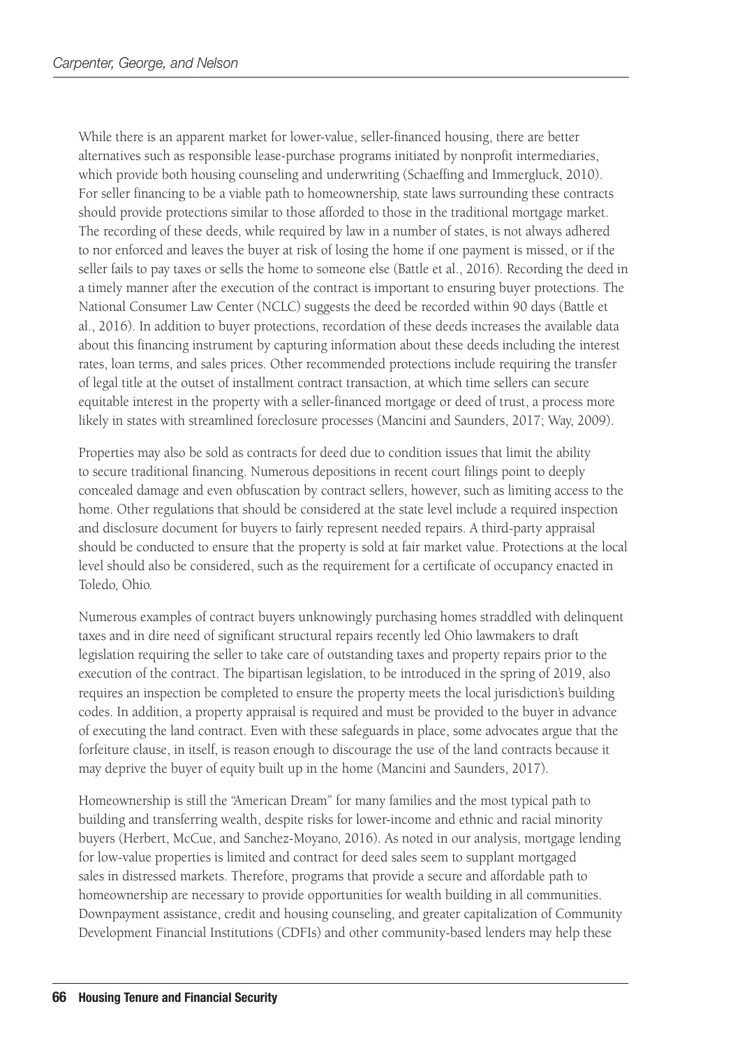While there is an apparent market for lower-value, seller-financed housing, there are better alternatives such as responsible lease-purchase programs initiated by nonprofit intermediaries, which provide both housing counseling and underwriting (Schaeffing and Immergluck, 2010). For seller financing to be a viable path to homeownership, state laws surrounding these contracts should provide protections similar to those afforded to those in the traditional mortgage market. The recording of these deeds, while required by law in a number of states, is not always adhered to nor enforced and leaves the buyer at risk of losing the home if one payment is missed, or if the seller fails to pay taxes or sells the home to someone else (Battle et al., 2016). Recording the deed in a timely manner after the execution of the contract is important to ensuring buyer protections. The National Consumer Law Center (NCLC) suggests the deed be recorded within 90 days (Battle et al., 2016). In addition to buyer protections, recordation of these deeds increases the available data about this financing instrument by capturing information about these deeds including the interest rates, loan terms, and sales prices. Other recommended protections include requiring the transfer of legal title at the outset of installment contract transaction, at which time sellers can secure equitable interest in the property with a seller-financed mortgage or deed of trust, a process more likely in states with streamlined foreclosure processes (Mancini and Saunders, 2017; Way, 2009).

Properties may also be sold as contracts for deed due to condition issues that limit the ability to secure traditional financing. Numerous depositions in recent court filings point to deeply concealed damage and even obfuscation by contract sellers, however, such as limiting access to the home. Other regulations that should be considered at the state level include a required inspection and disclosure document for buyers to fairly represent needed repairs. A third-party appraisal should be conducted to ensure that the property is sold at fair market value. Protections at the local level should also be considered, such as the requirement for a certificate of occupancy enacted in Toledo, Ohio.

Numerous examples of contract buyers unknowingly purchasing homes straddled with delinquent taxes and in dire need of significant structural repairs recently led Ohio lawmakers to draft legislation requiring the seller to take care of outstanding taxes and property repairs prior to the execution of the contract. The bipartisan legislation, to be introduced in the spring of 2019, also requires an inspection be completed to ensure the property meets the local jurisdiction's building codes. In addition, a property appraisal is required and must be provided to the buyer in advance of executing the land contract. Even with these safeguards in place, some advocates argue that the forfeiture clause, in itself, is reason enough to discourage the use of the land contracts because it may deprive the buyer of equity built up in the home (Mancini and Saunders, 2017).

Homeownership is still the "American Dream" for many families and the most typical path to building and transferring wealth, despite risks for lower-income and ethnic and racial minority buyers (Herbert, McCue, and Sanchez-Moyano, 2016). As noted in our analysis, mortgage lending for low-value properties is limited and contract for deed sales seem to supplant mortgaged sales in distressed markets. Therefore, programs that provide a secure and affordable path to homeownership are necessary to provide opportunities for wealth building in all communities. Downpayment assistance, credit and housing counseling, and greater capitalization of Community Development Financial Institutions (CDFIs) and other community-based lenders may help these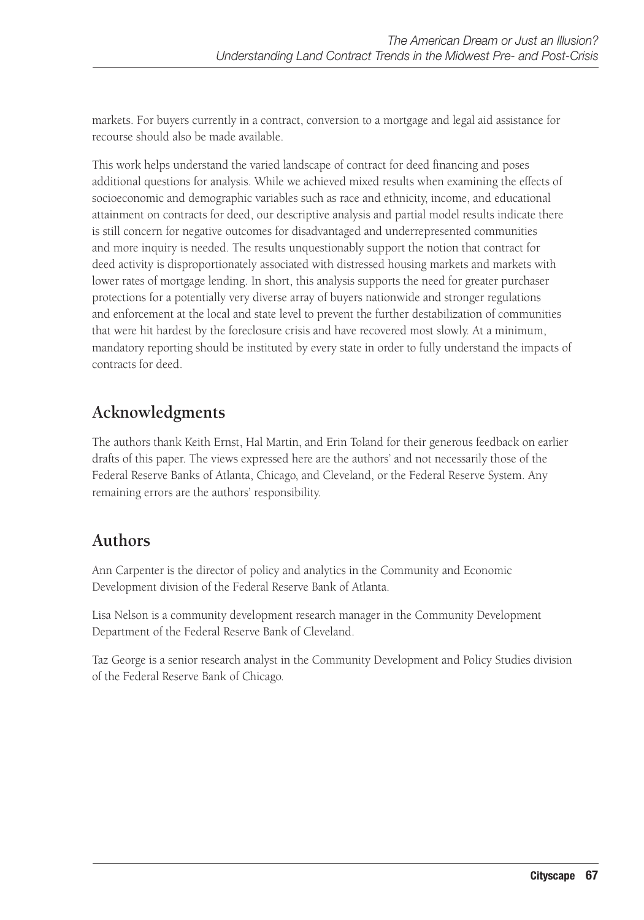markets. For buyers currently in a contract, conversion to a mortgage and legal aid assistance for recourse should also be made available.

This work helps understand the varied landscape of contract for deed financing and poses additional questions for analysis. While we achieved mixed results when examining the effects of socioeconomic and demographic variables such as race and ethnicity, income, and educational attainment on contracts for deed, our descriptive analysis and partial model results indicate there is still concern for negative outcomes for disadvantaged and underrepresented communities and more inquiry is needed. The results unquestionably support the notion that contract for deed activity is disproportionately associated with distressed housing markets and markets with lower rates of mortgage lending. In short, this analysis supports the need for greater purchaser protections for a potentially very diverse array of buyers nationwide and stronger regulations and enforcement at the local and state level to prevent the further destabilization of communities that were hit hardest by the foreclosure crisis and have recovered most slowly. At a minimum, mandatory reporting should be instituted by every state in order to fully understand the impacts of contracts for deed.

## Acknowledgments

The authors thank Keith Ernst, Hal Martin, and Erin Toland for their generous feedback on earlier drafts of this paper. The views expressed here are the authors' and not necessarily those of the Federal Reserve Banks of Atlanta, Chicago, and Cleveland, or the Federal Reserve System. Any remaining errors are the authors' responsibility.

## Authors

Ann Carpenter is the director of policy and analytics in the Community and Economic Development division of the Federal Reserve Bank of Atlanta.

Lisa Nelson is a community development research manager in the Community Development Department of the Federal Reserve Bank of Cleveland.

Taz George is a senior research analyst in the Community Development and Policy Studies division of the Federal Reserve Bank of Chicago.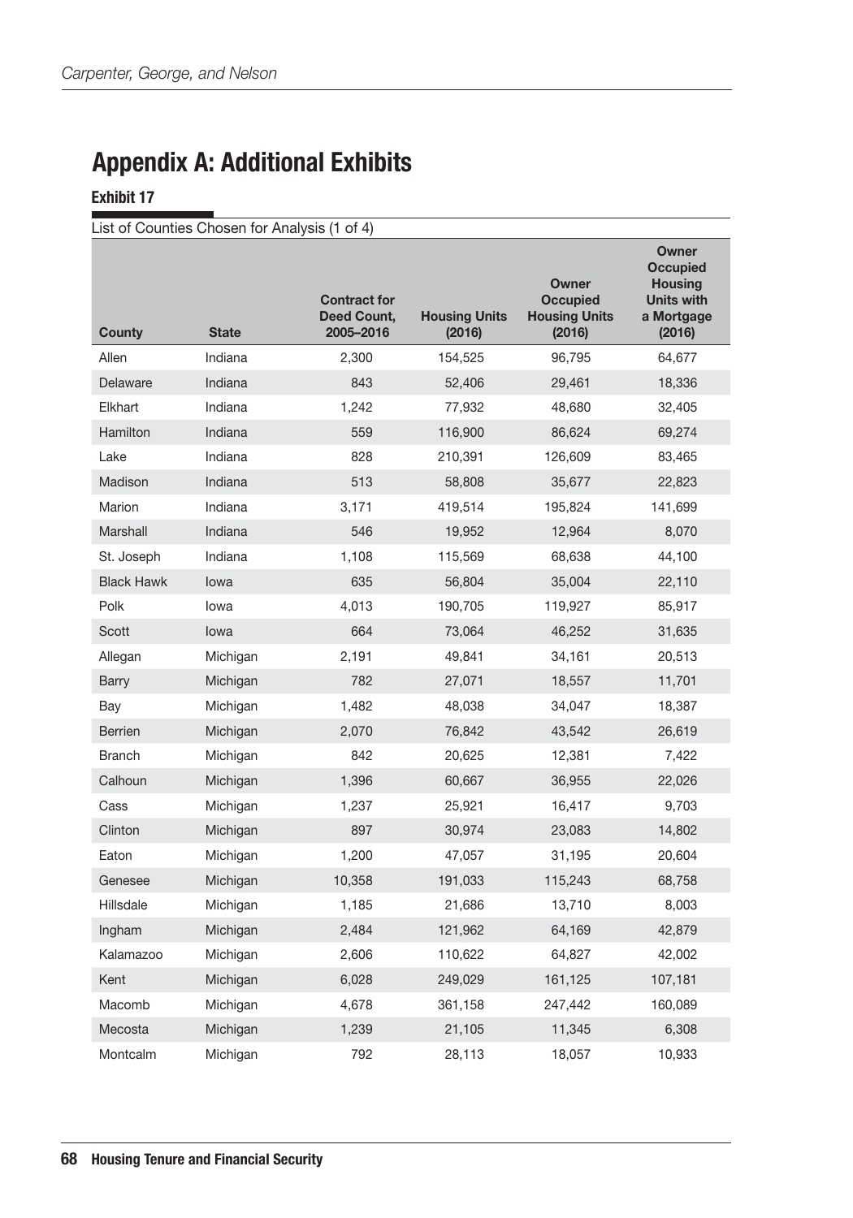## Appendix A: Additional Exhibits

**Exhibit 17**

List of Counties Chosen for Analysis (1 of 4)

| County | State | Contract for Deed Count, 2005–2016 | Housing Units (2016) | Owner Occupied Housing Units (2016) | Owner Occupied Housing Units with a Mortgage (2016) |
|---|---|---|---|---|---|
| Allen | Indiana | 2,300 | 154,525 | 96,795 | 64,677 |
| Delaware | Indiana | 843 | 52,406 | 29,461 | 18,336 |
| Elkhart | Indiana | 1,242 | 77,932 | 48,680 | 32,405 |
| Hamilton | Indiana | 559 | 116,900 | 86,624 | 69,274 |
| Lake | Indiana | 828 | 210,391 | 126,609 | 83,465 |
| Madison | Indiana | 513 | 58,808 | 35,677 | 22,823 |
| Marion | Indiana | 3,171 | 419,514 | 195,824 | 141,699 |
| Marshall | Indiana | 546 | 19,952 | 12,964 | 8,070 |
| St. Joseph | Indiana | 1,108 | 115,569 | 68,638 | 44,100 |
| Black Hawk | Iowa | 635 | 56,804 | 35,004 | 22,110 |
| Polk | Iowa | 4,013 | 190,705 | 119,927 | 85,917 |
| Scott | Iowa | 664 | 73,064 | 46,252 | 31,635 |
| Allegan | Michigan | 2,191 | 49,841 | 34,161 | 20,513 |
| Barry | Michigan | 782 | 27,071 | 18,557 | 11,701 |
| Bay | Michigan | 1,482 | 48,038 | 34,047 | 18,387 |
| Berrien | Michigan | 2,070 | 76,842 | 43,542 | 26,619 |
| Branch | Michigan | 842 | 20,625 | 12,381 | 7,422 |
| Calhoun | Michigan | 1,396 | 60,667 | 36,955 | 22,026 |
| Cass | Michigan | 1,237 | 25,921 | 16,417 | 9,703 |
| Clinton | Michigan | 897 | 30,974 | 23,083 | 14,802 |
| Eaton | Michigan | 1,200 | 47,057 | 31,195 | 20,604 |
| Genesee | Michigan | 10,358 | 191,033 | 115,243 | 68,758 |
| Hillsdale | Michigan | 1,185 | 21,686 | 13,710 | 8,003 |
| Ingham | Michigan | 2,484 | 121,962 | 64,169 | 42,879 |
| Kalamazoo | Michigan | 2,606 | 110,622 | 64,827 | 42,002 |
| Kent | Michigan | 6,028 | 249,029 | 161,125 | 107,181 |
| Macomb | Michigan | 4,678 | 361,158 | 247,442 | 160,089 |
| Mecosta | Michigan | 1,239 | 21,105 | 11,345 | 6,308 |
| Montcalm | Michigan | 792 | 28,113 | 18,057 | 10,933 |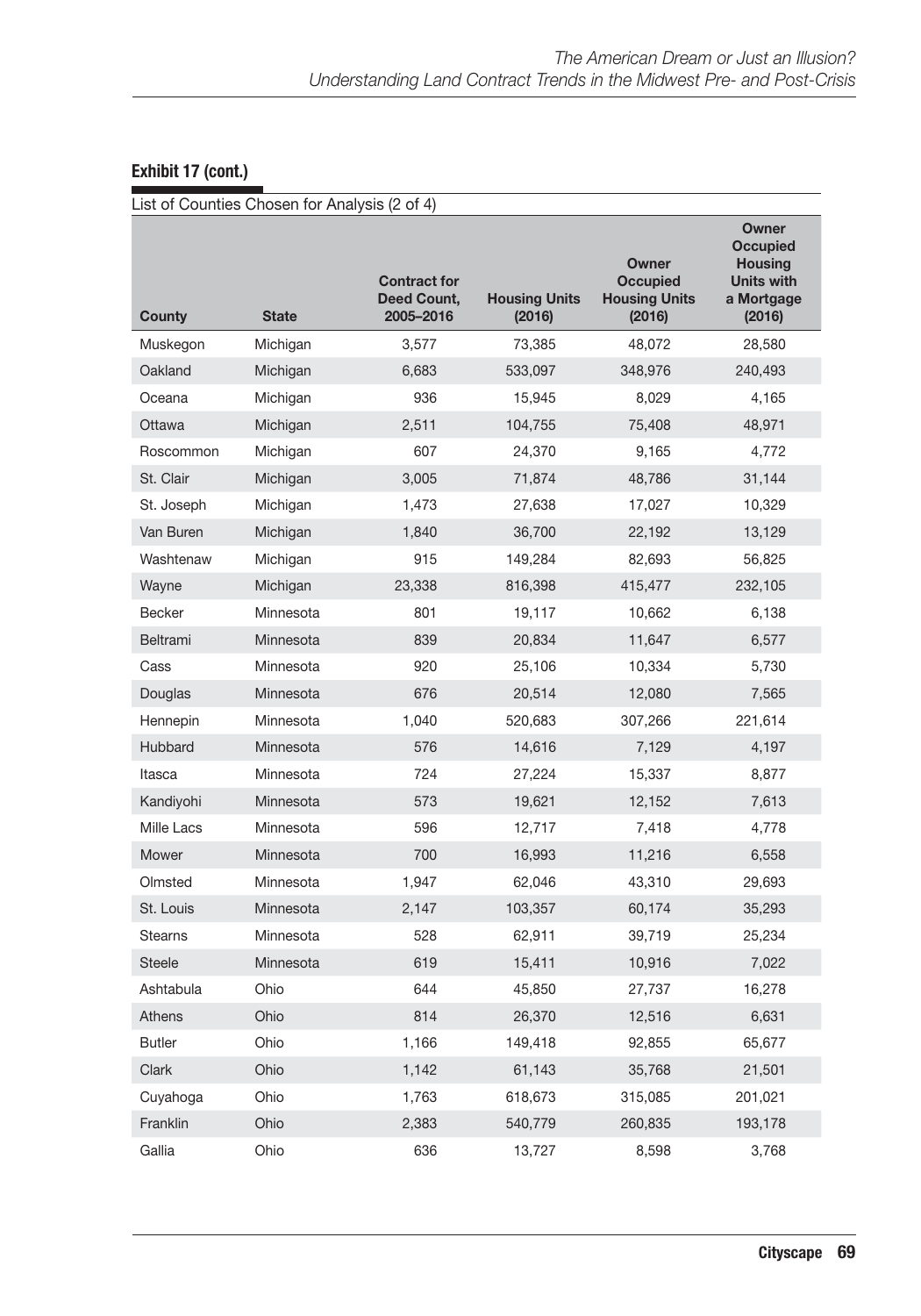**Exhibit 17 (cont.)**

List of Counties Chosen for Analysis (2 of 4)

| County | State | Contract for Deed Count, 2005–2016 | Housing Units (2016) | Owner Occupied Housing Units (2016) | Owner Occupied Housing Units with a Mortgage (2016) |
|---|---|---|---|---|---|
| Muskegon | Michigan | 3,577 | 73,385 | 48,072 | 28,580 |
| Oakland | Michigan | 6,683 | 533,097 | 348,976 | 240,493 |
| Oceana | Michigan | 936 | 15,945 | 8,029 | 4,165 |
| Ottawa | Michigan | 2,511 | 104,755 | 75,408 | 48,971 |
| Roscommon | Michigan | 607 | 24,370 | 9,165 | 4,772 |
| St. Clair | Michigan | 3,005 | 71,874 | 48,786 | 31,144 |
| St. Joseph | Michigan | 1,473 | 27,638 | 17,027 | 10,329 |
| Van Buren | Michigan | 1,840 | 36,700 | 22,192 | 13,129 |
| Washtenaw | Michigan | 915 | 149,284 | 82,693 | 56,825 |
| Wayne | Michigan | 23,338 | 816,398 | 415,477 | 232,105 |
| Becker | Minnesota | 801 | 19,117 | 10,662 | 6,138 |
| Beltrami | Minnesota | 839 | 20,834 | 11,647 | 6,577 |
| Cass | Minnesota | 920 | 25,106 | 10,334 | 5,730 |
| Douglas | Minnesota | 676 | 20,514 | 12,080 | 7,565 |
| Hennepin | Minnesota | 1,040 | 520,683 | 307,266 | 221,614 |
| Hubbard | Minnesota | 576 | 14,616 | 7,129 | 4,197 |
| Itasca | Minnesota | 724 | 27,224 | 15,337 | 8,877 |
| Kandiyohi | Minnesota | 573 | 19,621 | 12,152 | 7,613 |
| Mille Lacs | Minnesota | 596 | 12,717 | 7,418 | 4,778 |
| Mower | Minnesota | 700 | 16,993 | 11,216 | 6,558 |
| Olmsted | Minnesota | 1,947 | 62,046 | 43,310 | 29,693 |
| St. Louis | Minnesota | 2,147 | 103,357 | 60,174 | 35,293 |
| Stearns | Minnesota | 528 | 62,911 | 39,719 | 25,234 |
| Steele | Minnesota | 619 | 15,411 | 10,916 | 7,022 |
| Ashtabula | Ohio | 644 | 45,850 | 27,737 | 16,278 |
| Athens | Ohio | 814 | 26,370 | 12,516 | 6,631 |
| Butler | Ohio | 1,166 | 149,418 | 92,855 | 65,677 |
| Clark | Ohio | 1,142 | 61,143 | 35,768 | 21,501 |
| Cuyahoga | Ohio | 1,763 | 618,673 | 315,085 | 201,021 |
| Franklin | Ohio | 2,383 | 540,779 | 260,835 | 193,178 |
| Gallia | Ohio | 636 | 13,727 | 8,598 | 3,768 |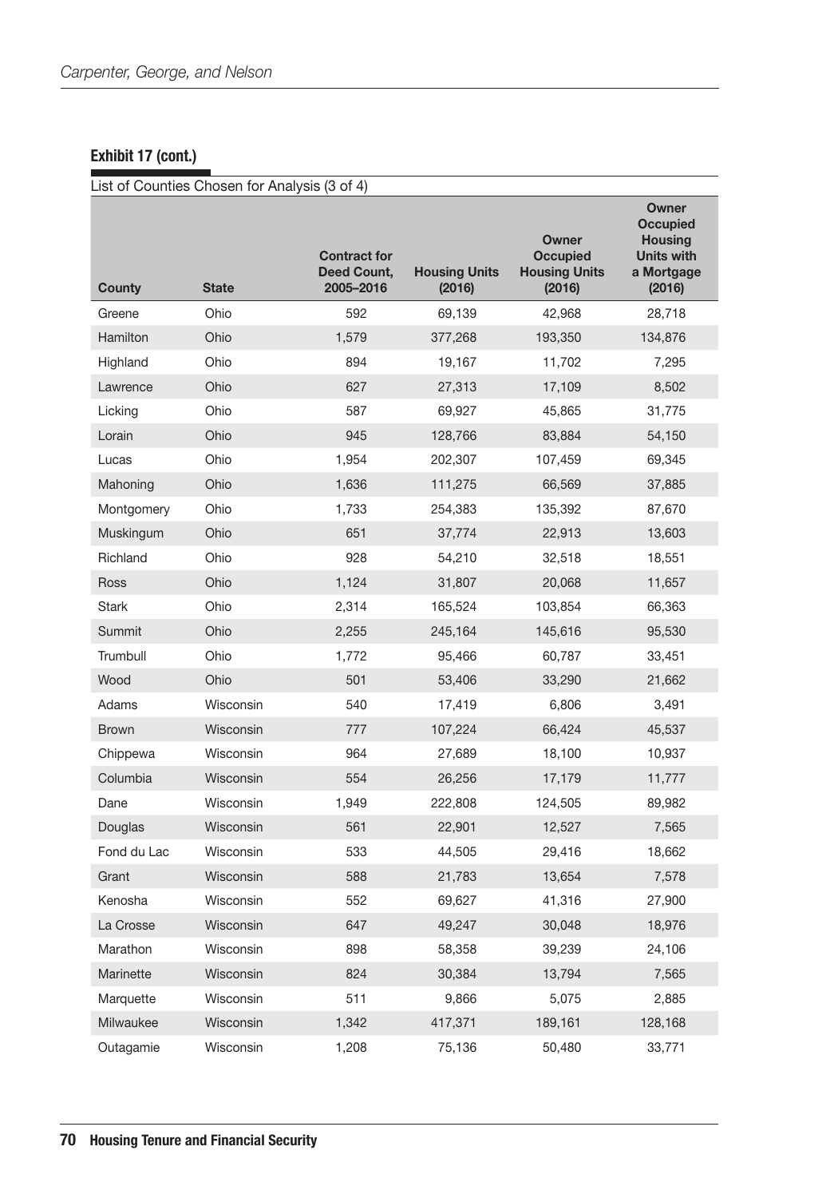**Exhibit 17 (cont.)**

List of Counties Chosen for Analysis (3 of 4)

| County | State | Contract for Deed Count, 2005–2016 | Housing Units (2016) | Owner Occupied Housing Units (2016) | Owner Occupied Housing Units with a Mortgage (2016) |
|---|---|---|---|---|---|
| Greene | Ohio | 592 | 69,139 | 42,968 | 28,718 |
| Hamilton | Ohio | 1,579 | 377,268 | 193,350 | 134,876 |
| Highland | Ohio | 894 | 19,167 | 11,702 | 7,295 |
| Lawrence | Ohio | 627 | 27,313 | 17,109 | 8,502 |
| Licking | Ohio | 587 | 69,927 | 45,865 | 31,775 |
| Lorain | Ohio | 945 | 128,766 | 83,884 | 54,150 |
| Lucas | Ohio | 1,954 | 202,307 | 107,459 | 69,345 |
| Mahoning | Ohio | 1,636 | 111,275 | 66,569 | 37,885 |
| Montgomery | Ohio | 1,733 | 254,383 | 135,392 | 87,670 |
| Muskingum | Ohio | 651 | 37,774 | 22,913 | 13,603 |
| Richland | Ohio | 928 | 54,210 | 32,518 | 18,551 |
| Ross | Ohio | 1,124 | 31,807 | 20,068 | 11,657 |
| Stark | Ohio | 2,314 | 165,524 | 103,854 | 66,363 |
| Summit | Ohio | 2,255 | 245,164 | 145,616 | 95,530 |
| Trumbull | Ohio | 1,772 | 95,466 | 60,787 | 33,451 |
| Wood | Ohio | 501 | 53,406 | 33,290 | 21,662 |
| Adams | Wisconsin | 540 | 17,419 | 6,806 | 3,491 |
| Brown | Wisconsin | 777 | 107,224 | 66,424 | 45,537 |
| Chippewa | Wisconsin | 964 | 27,689 | 18,100 | 10,937 |
| Columbia | Wisconsin | 554 | 26,256 | 17,179 | 11,777 |
| Dane | Wisconsin | 1,949 | 222,808 | 124,505 | 89,982 |
| Douglas | Wisconsin | 561 | 22,901 | 12,527 | 7,565 |
| Fond du Lac | Wisconsin | 533 | 44,505 | 29,416 | 18,662 |
| Grant | Wisconsin | 588 | 21,783 | 13,654 | 7,578 |
| Kenosha | Wisconsin | 552 | 69,627 | 41,316 | 27,900 |
| La Crosse | Wisconsin | 647 | 49,247 | 30,048 | 18,976 |
| Marathon | Wisconsin | 898 | 58,358 | 39,239 | 24,106 |
| Marinette | Wisconsin | 824 | 30,384 | 13,794 | 7,565 |
| Marquette | Wisconsin | 511 | 9,866 | 5,075 | 2,885 |
| Milwaukee | Wisconsin | 1,342 | 417,371 | 189,161 | 128,168 |
| Outagamie | Wisconsin | 1,208 | 75,136 | 50,480 | 33,771 |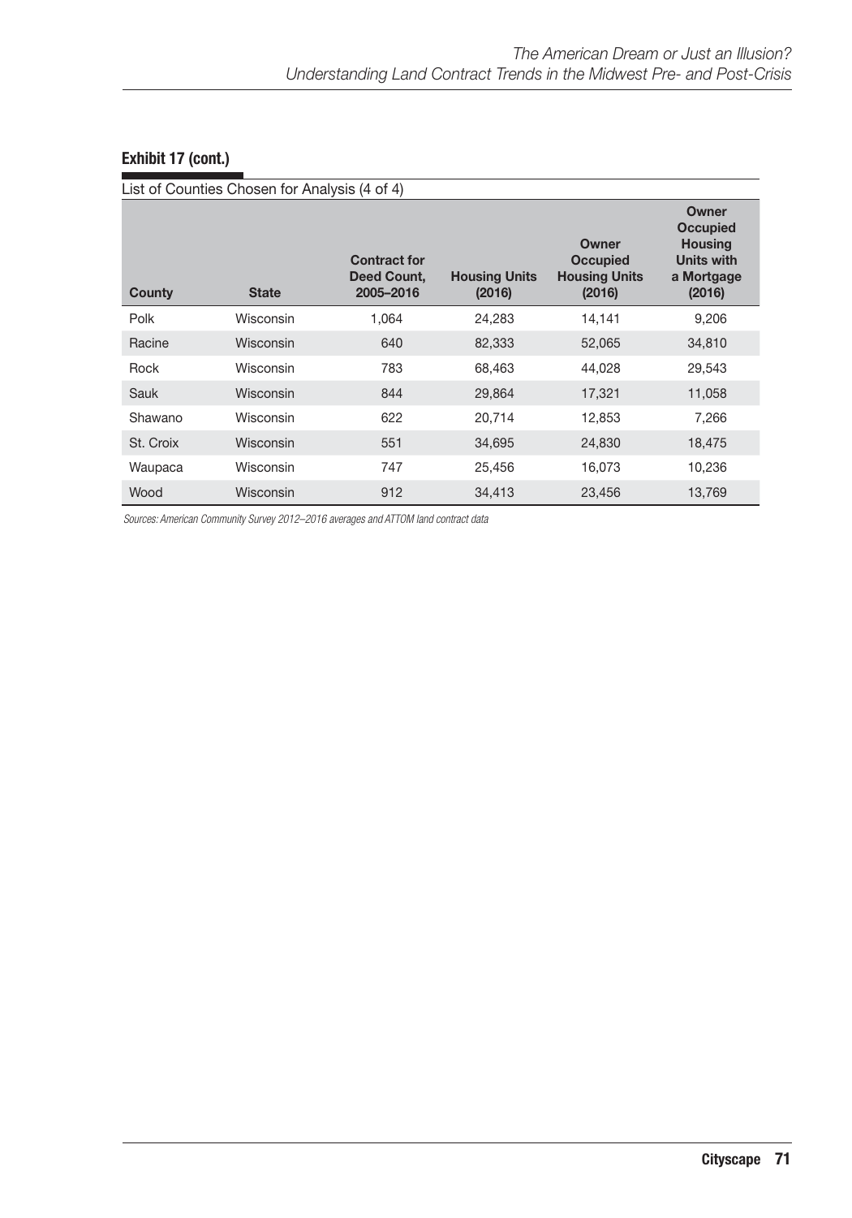**Exhibit 17 (cont.)**

List of Counties Chosen for Analysis (4 of 4)

| County | State | Contract for Deed Count, 2005–2016 | Housing Units (2016) | Owner Occupied Housing Units (2016) | Owner Occupied Housing Units with a Mortgage (2016) |
|---|---|---|---|---|---|
| Polk | Wisconsin | 1,064 | 24,283 | 14,141 | 9,206 |
| Racine | Wisconsin | 640 | 82,333 | 52,065 | 34,810 |
| Rock | Wisconsin | 783 | 68,463 | 44,028 | 29,543 |
| Sauk | Wisconsin | 844 | 29,864 | 17,321 | 11,058 |
| Shawano | Wisconsin | 622 | 20,714 | 12,853 | 7,266 |
| St. Croix | Wisconsin | 551 | 34,695 | 24,830 | 18,475 |
| Waupaca | Wisconsin | 747 | 25,456 | 16,073 | 10,236 |
| Wood | Wisconsin | 912 | 34,413 | 23,456 | 13,769 |

*Sources: American Community Survey 2012–2016 averages and ATTOM land contract data*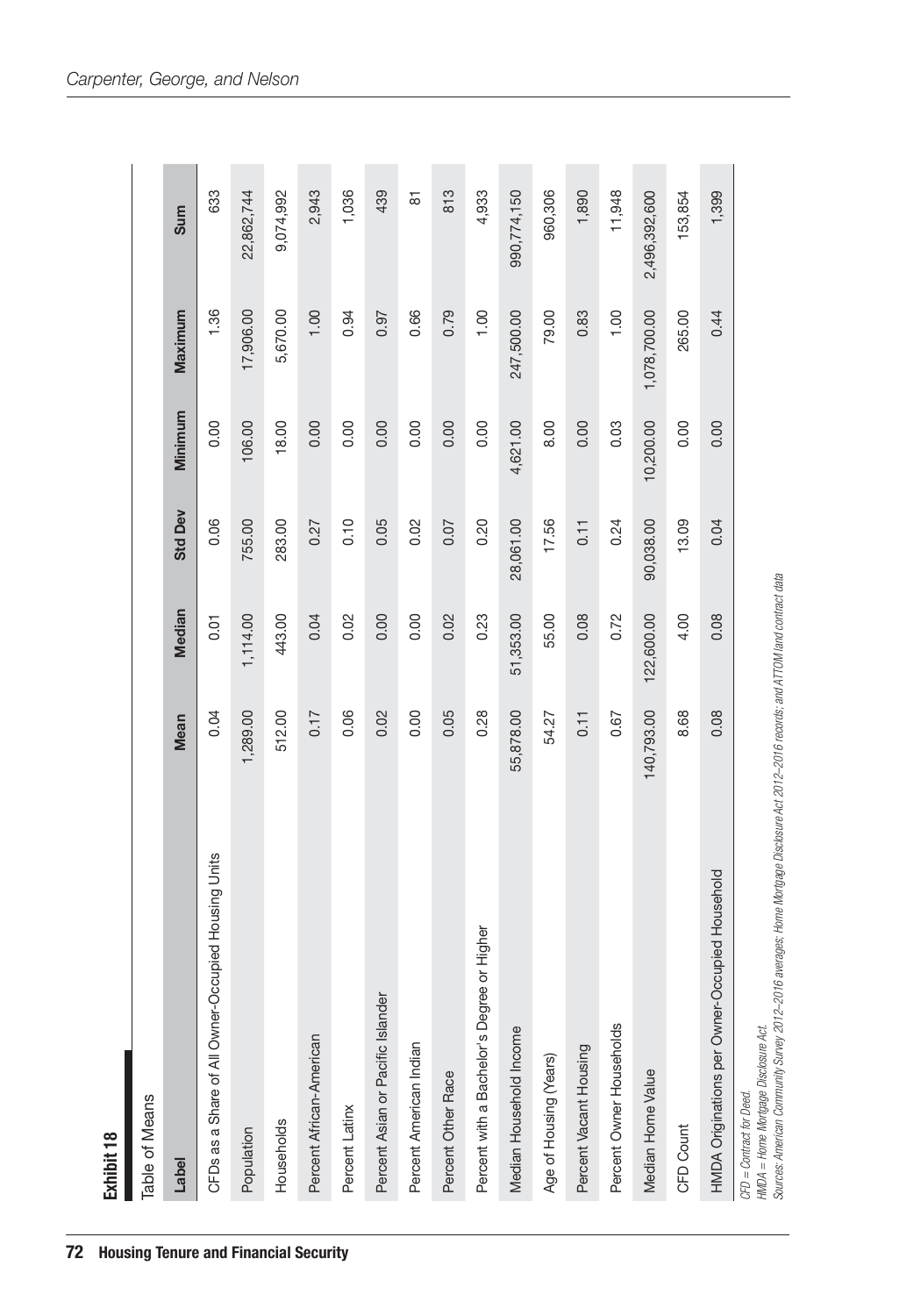**Exhibit 18**

Table of Means

| Label | Mean | Median | Std Dev | Minimum | Maximum | Sum |
|---|---|---|---|---|---|---|
| CFDs as a Share of All Owner-Occupied Housing Units | 0.04 | 0.01 | 0.06 | 0.00 | 1.36 | 633 |
| Population | 1,289.00 | 1,114.00 | 755.00 | 106.00 | 17,906.00 | 22,862,744 |
| Households | 512.00 | 443.00 | 283.00 | 18.00 | 5,670.00 | 9,074,992 |
| Percent African-American | 0.17 | 0.04 | 0.27 | 0.00 | 1.00 | 2,943 |
| Percent Latinx | 0.06 | 0.02 | 0.10 | 0.00 | 0.94 | 1,036 |
| Percent Asian or Pacific Islander | 0.02 | 0.00 | 0.05 | 0.00 | 0.97 | 439 |
| Percent American Indian | 0.00 | 0.00 | 0.02 | 0.00 | 0.66 | 81 |
| Percent Other Race | 0.05 | 0.02 | 0.07 | 0.00 | 0.79 | 813 |
| Percent with a Bachelor's Degree or Higher | 0.28 | 0.23 | 0.20 | 0.00 | 1.00 | 4,933 |
| Median Household Income | 55,878.00 | 51,353.00 | 28,061.00 | 4,621.00 | 247,500.00 | 990,774,150 |
| Age of Housing (Years) | 54.27 | 55.00 | 17.56 | 8.00 | 79.00 | 960,306 |
| Percent Vacant Housing | 0.11 | 0.08 | 0.11 | 0.00 | 0.83 | 1,890 |
| Percent Owner Households | 0.67 | 0.72 | 0.24 | 0.03 | 1.00 | 11,948 |
| Median Home Value | 140,793.00 | 122,600.00 | 90,038.00 | 10,200.00 | 1,078,700.00 | 2,496,392,600 |
| CFD Count | 8.68 | 4.00 | 13.09 | 0.00 | 265.00 | 153,854 |
| HMDA Originations per Owner-Occupied Household | 0.08 | 0.08 | 0.04 | 0.00 | 0.44 | 1,399 |

*CFD = Contract for Deed.*
*HMDA = Home Mortgage Disclosure Act.*
*Sources: American Community Survey 2012–2016 averages; Home Mortgage Disclosure Act 2012–2016 records; and ATTOM land contract data*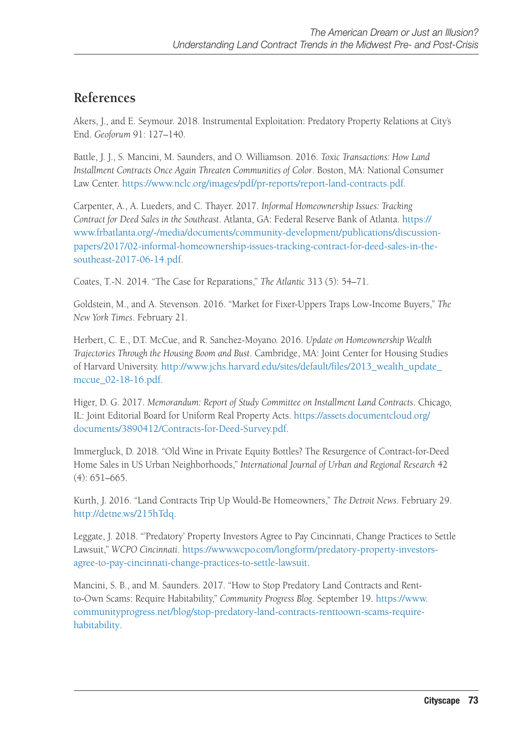## References

Akers, J., and E. Seymour. 2018. Instrumental Exploitation: Predatory Property Relations at City's End. *Geoforum* 91: 127–140.

Battle, J. J., S. Mancini, M. Saunders, and O. Williamson. 2016. *Toxic Transactions: How Land Installment Contracts Once Again Threaten Communities of Color*. Boston, MA: National Consumer Law Center. https://www.nclc.org/images/pdf/pr-reports/report-land-contracts.pdf.

Carpenter, A., A. Lueders, and C. Thayer. 2017. *Informal Homeownership Issues: Tracking Contract for Deed Sales in the Southeast*. Atlanta, GA: Federal Reserve Bank of Atlanta. https://www.frbatlanta.org/-/media/documents/community-development/publications/discussion-papers/2017/02-informal-homeownership-issues-tracking-contract-for-deed-sales-in-the-southeast-2017-06-14.pdf.

Coates, T.-N. 2014. "The Case for Reparations," *The Atlantic* 313 (5): 54–71.

Goldstein, M., and A. Stevenson. 2016. "Market for Fixer-Uppers Traps Low-Income Buyers," *The New York Times*. February 21.

Herbert, C. E., D.T. McCue, and R. Sanchez-Moyano. 2016. *Update on Homeownership Wealth Trajectories Through the Housing Boom and Bust*. Cambridge, MA: Joint Center for Housing Studies of Harvard University. http://www.jchs.harvard.edu/sites/default/files/2013_wealth_update_mccue_02-18-16.pdf.

Higer, D. G. 2017. *Memorandum: Report of Study Committee on Installment Land Contracts*. Chicago, IL: Joint Editorial Board for Uniform Real Property Acts. https://assets.documentcloud.org/documents/3890412/Contracts-for-Deed-Survey.pdf.

Immergluck, D. 2018. "Old Wine in Private Equity Bottles? The Resurgence of Contract-for-Deed Home Sales in US Urban Neighborhoods," *International Journal of Urban and Regional Research* 42 (4): 651–665.

Kurth, J. 2016. "Land Contracts Trip Up Would-Be Homeowners," *The Detroit News*. February 29. http://detne.ws/215hTdq.

Leggate, J. 2018. "'Predatory' Property Investors Agree to Pay Cincinnati, Change Practices to Settle Lawsuit," *WCPO Cincinnati*. https://www.wcpo.com/longform/predatory-property-investors-agree-to-pay-cincinnati-change-practices-to-settle-lawsuit.

Mancini, S. B., and M. Saunders. 2017. "How to Stop Predatory Land Contracts and Rent-to-Own Scams: Require Habitability," *Community Progress Blog*. September 19. https://www.communityprogress.net/blog/stop-predatory-land-contracts-renttoown-scams-require-habitability.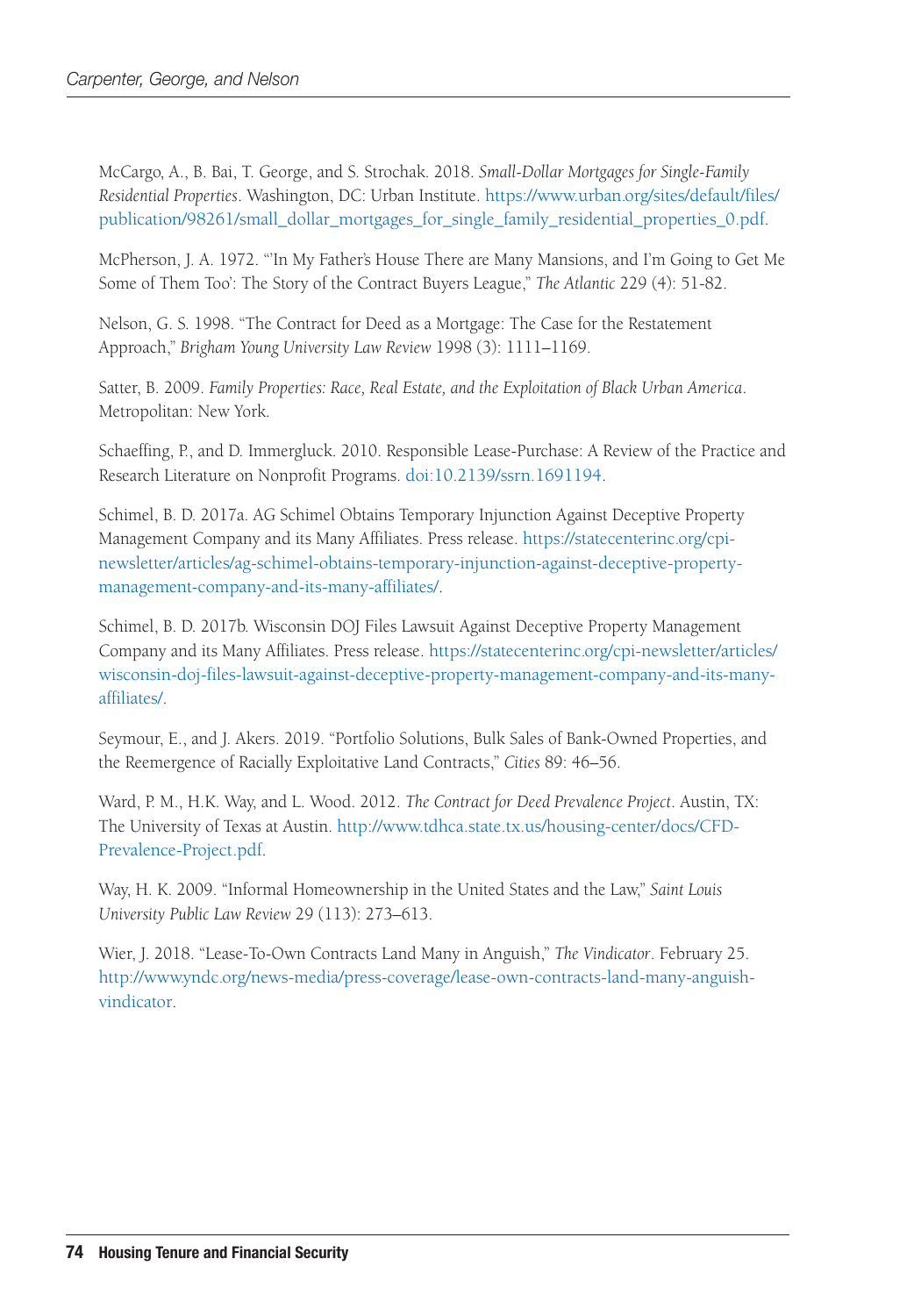McCargo, A., B. Bai, T. George, and S. Strochak. 2018. *Small-Dollar Mortgages for Single-Family Residential Properties*. Washington, DC: Urban Institute. https://www.urban.org/sites/default/files/publication/98261/small_dollar_mortgages_for_single_family_residential_properties_0.pdf.

McPherson, J. A. 1972. "'In My Father's House There are Many Mansions, and I'm Going to Get Me Some of Them Too': The Story of the Contract Buyers League," *The Atlantic* 229 (4): 51-82.

Nelson, G. S. 1998. "The Contract for Deed as a Mortgage: The Case for the Restatement Approach," *Brigham Young University Law Review* 1998 (3): 1111–1169.

Satter, B. 2009. *Family Properties: Race, Real Estate, and the Exploitation of Black Urban America*. Metropolitan: New York.

Schaeffing, P., and D. Immergluck. 2010. Responsible Lease-Purchase: A Review of the Practice and Research Literature on Nonprofit Programs. doi:10.2139/ssrn.1691194.

Schimel, B. D. 2017a. AG Schimel Obtains Temporary Injunction Against Deceptive Property Management Company and its Many Affiliates. Press release. https://statecenterinc.org/cpi-newsletter/articles/ag-schimel-obtains-temporary-injunction-against-deceptive-property-management-company-and-its-many-affiliates/.

Schimel, B. D. 2017b. Wisconsin DOJ Files Lawsuit Against Deceptive Property Management Company and its Many Affiliates. Press release. https://statecenterinc.org/cpi-newsletter/articles/wisconsin-doj-files-lawsuit-against-deceptive-property-management-company-and-its-many-affiliates/.

Seymour, E., and J. Akers. 2019. "Portfolio Solutions, Bulk Sales of Bank-Owned Properties, and the Reemergence of Racially Exploitative Land Contracts," *Cities* 89: 46–56.

Ward, P. M., H.K. Way, and L. Wood. 2012. *The Contract for Deed Prevalence Project*. Austin, TX: The University of Texas at Austin. http://www.tdhca.state.tx.us/housing-center/docs/CFD-Prevalence-Project.pdf.

Way, H. K. 2009. "Informal Homeownership in the United States and the Law," *Saint Louis University Public Law Review* 29 (113): 273–613.

Wier, J. 2018. "Lease-To-Own Contracts Land Many in Anguish," *The Vindicator*. February 25. http://www.yndc.org/news-media/press-coverage/lease-own-contracts-land-many-anguish-vindicator.